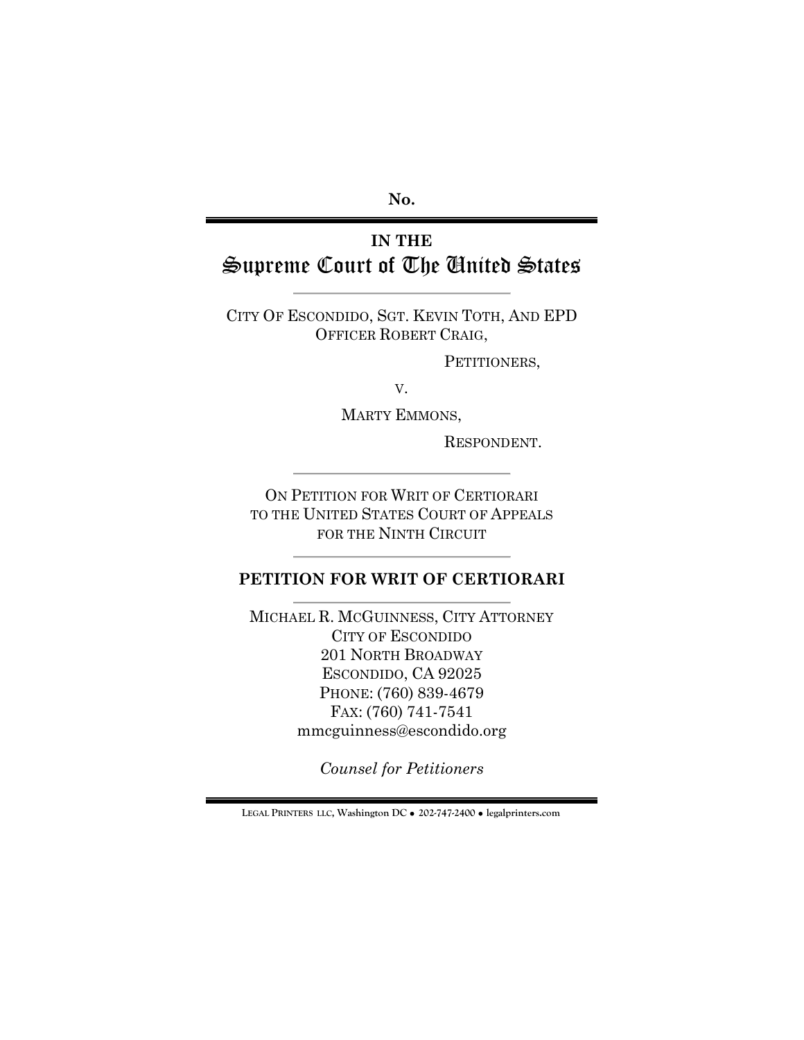No.

# IN THE
# Supreme Court of The United States

CITY OF ESCONDIDO, SGT. KEVIN TOTH, AND EPD OFFICER ROBERT CRAIG,

PETITIONERS,

V.

MARTY EMMONS,

RESPONDENT.

ON PETITION FOR WRIT OF CERTIORARI
TO THE UNITED STATES COURT OF APPEALS
FOR THE NINTH CIRCUIT

## PETITION FOR WRIT OF CERTIORARI

MICHAEL R. MCGUINNESS, CITY ATTORNEY
CITY OF ESCONDIDO
201 NORTH BROADWAY
ESCONDIDO, CA 92025
PHONE: (760) 839-4679
FAX: (760) 741-7541
mmcguinness@escondido.org

*Counsel for Petitioners*

LEGAL PRINTERS LLC, Washington DC ● 202-747-2400 ● legalprinters.com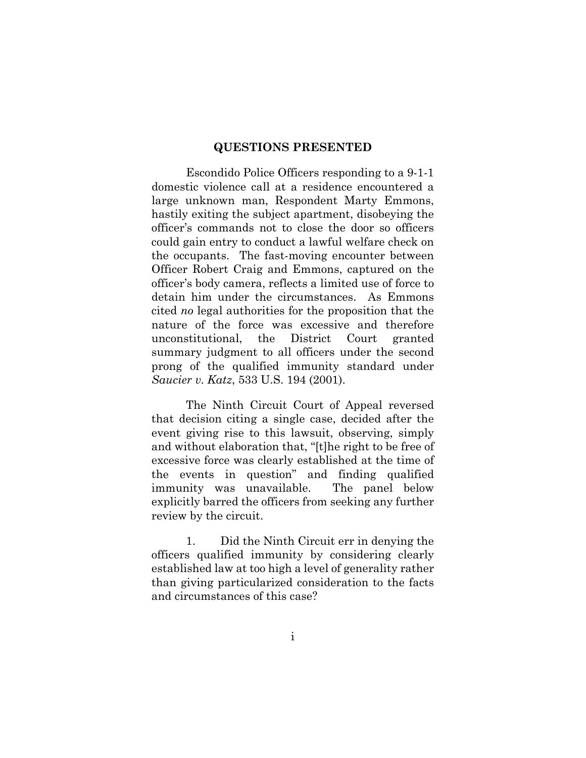## QUESTIONS PRESENTED

Escondido Police Officers responding to a 9-1-1 domestic violence call at a residence encountered a large unknown man, Respondent Marty Emmons, hastily exiting the subject apartment, disobeying the officer's commands not to close the door so officers could gain entry to conduct a lawful welfare check on the occupants. The fast-moving encounter between Officer Robert Craig and Emmons, captured on the officer's body camera, reflects a limited use of force to detain him under the circumstances. As Emmons cited *no* legal authorities for the proposition that the nature of the force was excessive and therefore unconstitutional, the District Court granted summary judgment to all officers under the second prong of the qualified immunity standard under *Saucier v. Katz*, 533 U.S. 194 (2001).

The Ninth Circuit Court of Appeal reversed that decision citing a single case, decided after the event giving rise to this lawsuit, observing, simply and without elaboration that, "[t]he right to be free of excessive force was clearly established at the time of the events in question" and finding qualified immunity was unavailable. The panel below explicitly barred the officers from seeking any further review by the circuit.

1. Did the Ninth Circuit err in denying the officers qualified immunity by considering clearly established law at too high a level of generality rather than giving particularized consideration to the facts and circumstances of this case?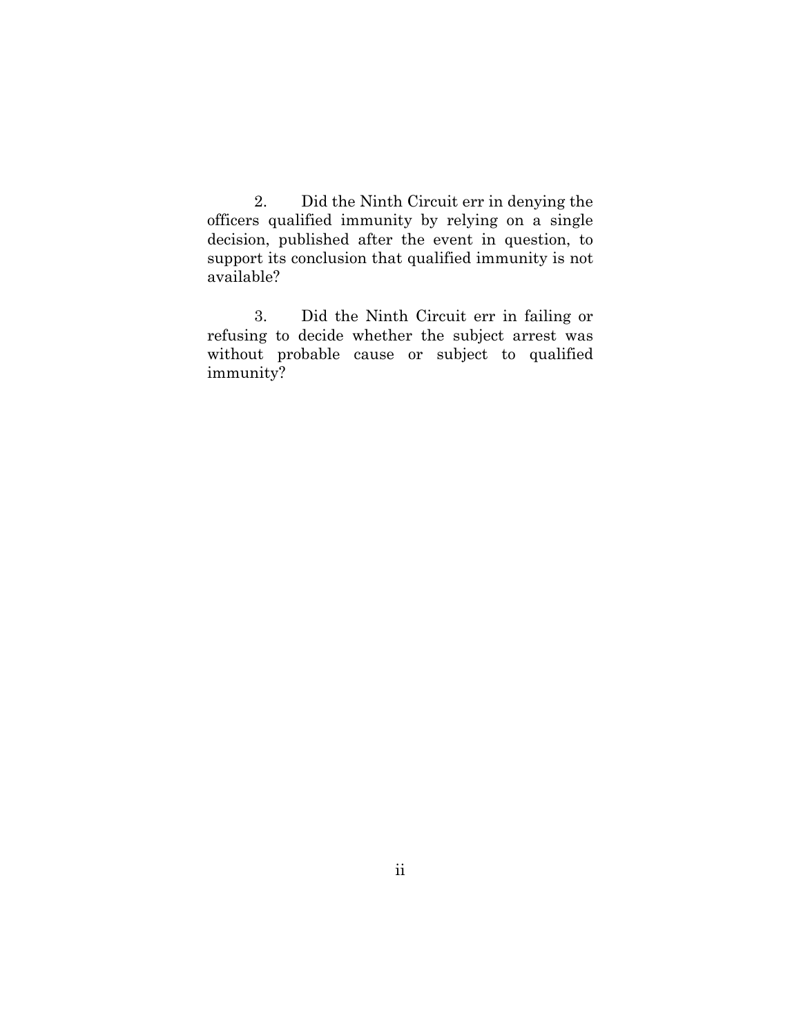2. Did the Ninth Circuit err in denying the officers qualified immunity by relying on a single decision, published after the event in question, to support its conclusion that qualified immunity is not available?

3. Did the Ninth Circuit err in failing or refusing to decide whether the subject arrest was without probable cause or subject to qualified immunity?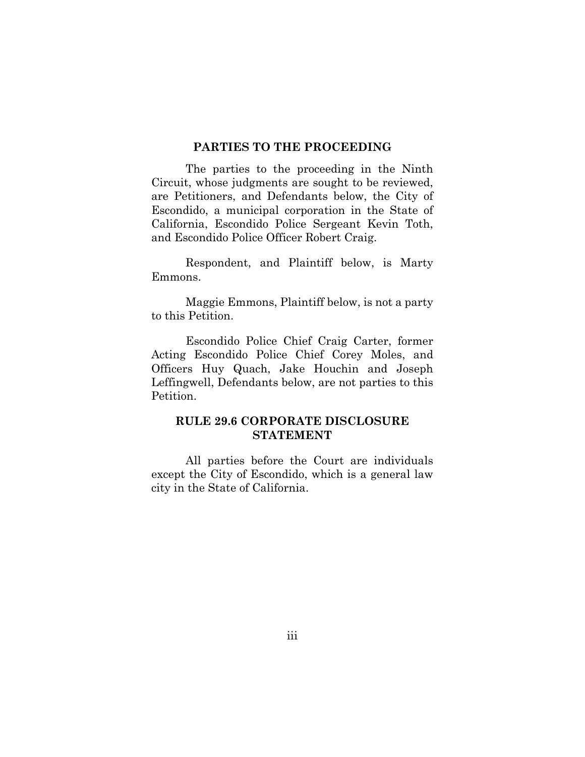## PARTIES TO THE PROCEEDING

The parties to the proceeding in the Ninth Circuit, whose judgments are sought to be reviewed, are Petitioners, and Defendants below, the City of Escondido, a municipal corporation in the State of California, Escondido Police Sergeant Kevin Toth, and Escondido Police Officer Robert Craig.

Respondent, and Plaintiff below, is Marty Emmons.

Maggie Emmons, Plaintiff below, is not a party to this Petition.

Escondido Police Chief Craig Carter, former Acting Escondido Police Chief Corey Moles, and Officers Huy Quach, Jake Houchin and Joseph Leffingwell, Defendants below, are not parties to this Petition.

## RULE 29.6 CORPORATE DISCLOSURE STATEMENT

All parties before the Court are individuals except the City of Escondido, which is a general law city in the State of California.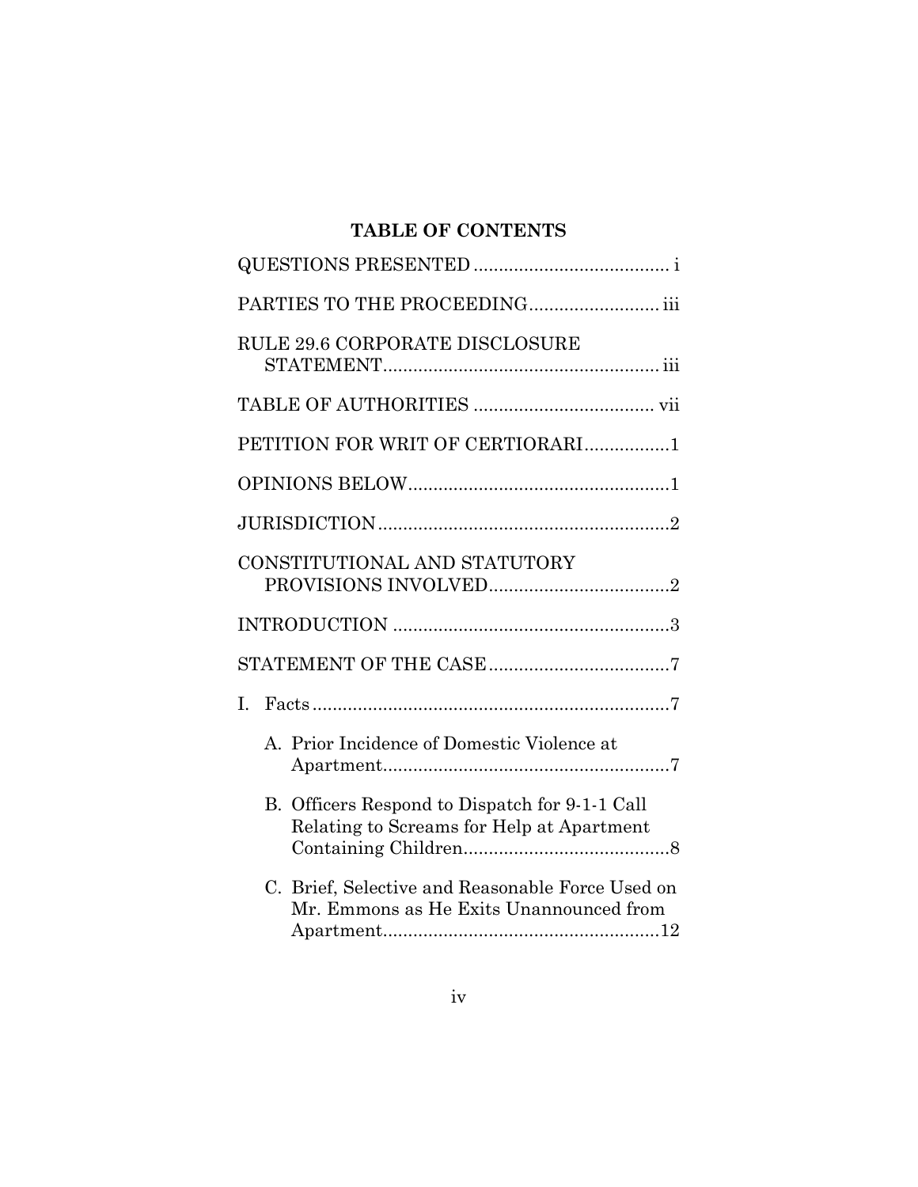## TABLE OF CONTENTS

QUESTIONS PRESENTED ....................................... i

PARTIES TO THE PROCEEDING.......................... iii

RULE 29.6 CORPORATE DISCLOSURE STATEMENT....................................................... iii

TABLE OF AUTHORITIES .................................... vii

PETITION FOR WRIT OF CERTIORARI.................1

OPINIONS BELOW....................................................1

JURISDICTION..........................................................2

CONSTITUTIONAL AND STATUTORY PROVISIONS INVOLVED....................................2

INTRODUCTION .......................................................3

STATEMENT OF THE CASE....................................7

I. Facts.......................................................................7

   A. Prior Incidence of Domestic Violence at Apartment.........................................................7

   B. Officers Respond to Dispatch for 9-1-1 Call Relating to Screams for Help at Apartment Containing Children.........................................8

   C. Brief, Selective and Reasonable Force Used on Mr. Emmons as He Exits Unannounced from Apartment.......................................................12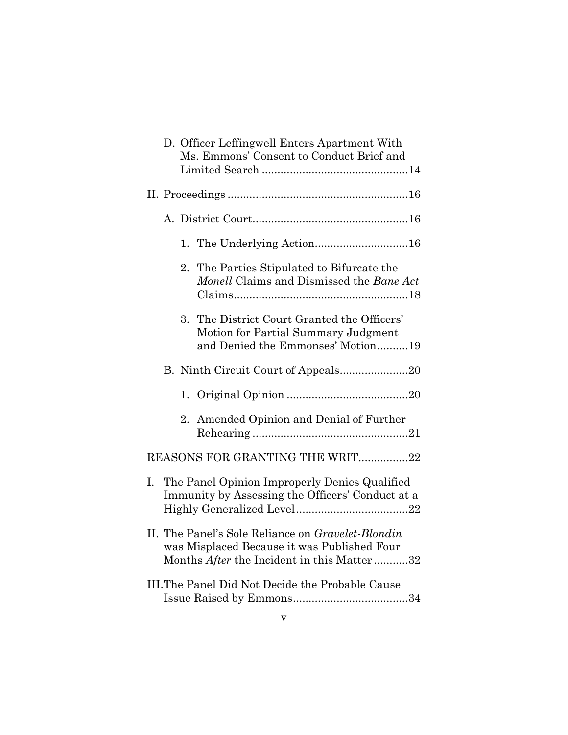D. Officer Leffingwell Enters Apartment With Ms. Emmons' Consent to Conduct Brief and Limited Search ..............................................14

II. Proceedings .........................................................16

A. District Court..................................................16

1. The Underlying Action.............................16

2. The Parties Stipulated to Bifurcate the *Monell* Claims and Dismissed the *Bane Act* Claims.......................................................18

3. The District Court Granted the Officers' Motion for Partial Summary Judgment and Denied the Emmonses' Motion..........19

B. Ninth Circuit Court of Appeals......................20

1. Original Opinion .......................................20

2. Amended Opinion and Denial of Further Rehearing ..................................................21

REASONS FOR GRANTING THE WRIT................22

I. The Panel Opinion Improperly Denies Qualified Immunity by Assessing the Officers' Conduct at a Highly Generalized Level....................................22

II. The Panel's Sole Reliance on *Gravelet-Blondin* was Misplaced Because it was Published Four Months *After* the Incident in this Matter ...........32

III. The Panel Did Not Decide the Probable Cause Issue Raised by Emmons.....................................34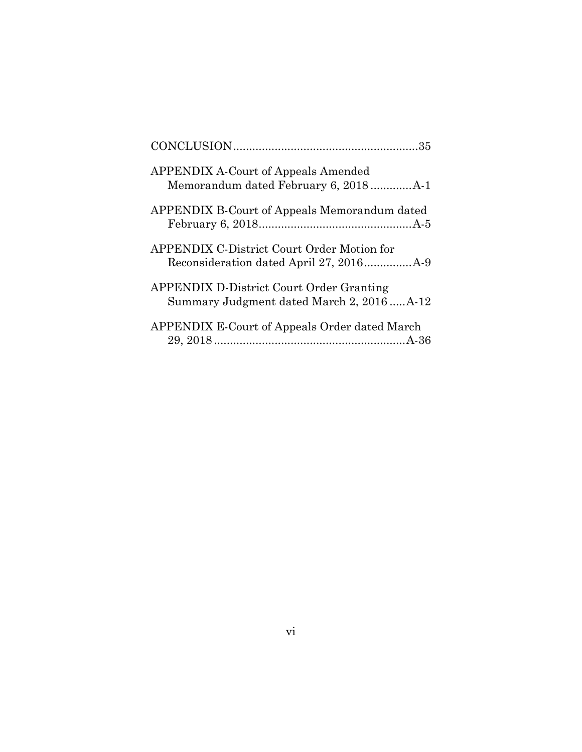CONCLUSION..........................................................35

APPENDIX A-Court of Appeals Amended Memorandum dated February 6, 2018.............A-1

APPENDIX B-Court of Appeals Memorandum dated February 6, 2018................................................A-5

APPENDIX C-District Court Order Motion for Reconsideration dated April 27, 2016...............A-9

APPENDIX D-District Court Order Granting Summary Judgment dated March 2, 2016.....A-12

APPENDIX E-Court of Appeals Order dated March 29, 2018............................................................A-36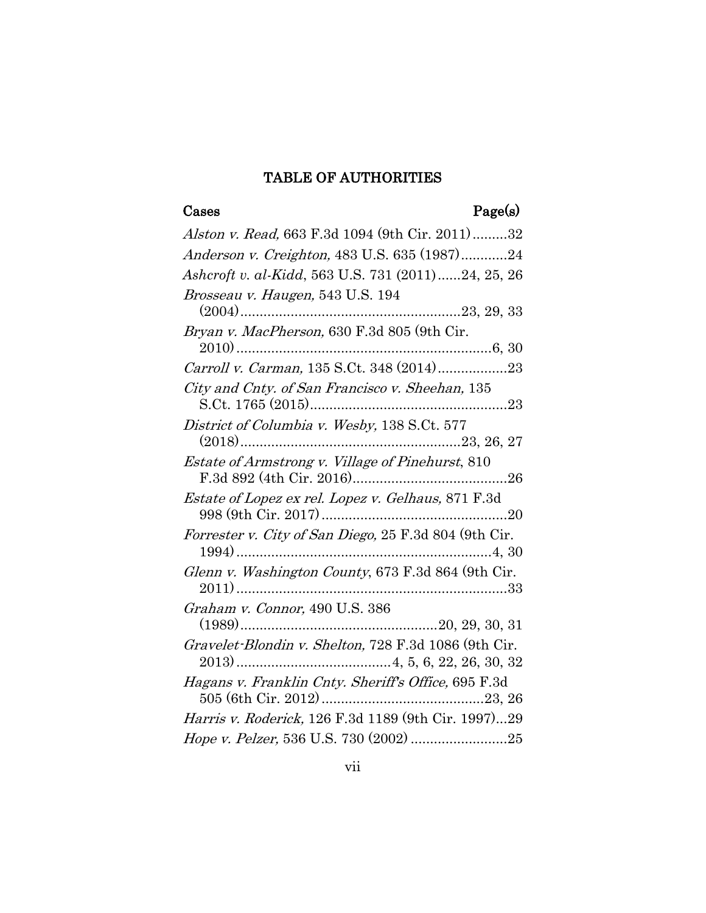## TABLE OF AUTHORITIES

**Cases** **Page(s)**

*Alston v. Read,* 663 F.3d 1094 (9th Cir. 2011).........32

*Anderson v. Creighton,* 483 U.S. 635 (1987)............24

*Ashcroft v. al-Kidd*, 563 U.S. 731 (2011)......24, 25, 26

*Brosseau v. Haugen,* 543 U.S. 194 (2004).........................................................23, 29, 33

*Bryan v. MacPherson,* 630 F.3d 805 (9th Cir. 2010)..................................................................6, 30

*Carroll v. Carman,* 135 S.Ct. 348 (2014)..................23

*City and Cnty. of San Francisco v. Sheehan,* 135 S.Ct. 1765 (2015)...................................................23

*District of Columbia v. Wesby,* 138 S.Ct. 577 (2018)........................................................23, 26, 27

*Estate of Armstrong v. Village of Pinehurst*, 810 F.3d 892 (4th Cir. 2016)........................................26

*Estate of Lopez ex rel. Lopez v. Gelhaus,* 871 F.3d 998 (9th Cir. 2017)................................................20

*Forrester v. City of San Diego,* 25 F.3d 804 (9th Cir. 1994)..................................................................4, 30

*Glenn v. Washington County*, 673 F.3d 864 (9th Cir. 2011).....................................................................33

*Graham v. Connor,* 490 U.S. 386 (1989)..................................................20, 29, 30, 31

*Gravelet-Blondin v. Shelton,* 728 F.3d 1086 (9th Cir. 2013).......................................4, 5, 6, 22, 26, 30, 32

*Hagans v. Franklin Cnty. Sheriff's Office,* 695 F.3d 505 (6th Cir. 2012)..........................................23, 26

*Harris v. Roderick,* 126 F.3d 1189 (9th Cir. 1997)...29

*Hope v. Pelzer,* 536 U.S. 730 (2002).........................25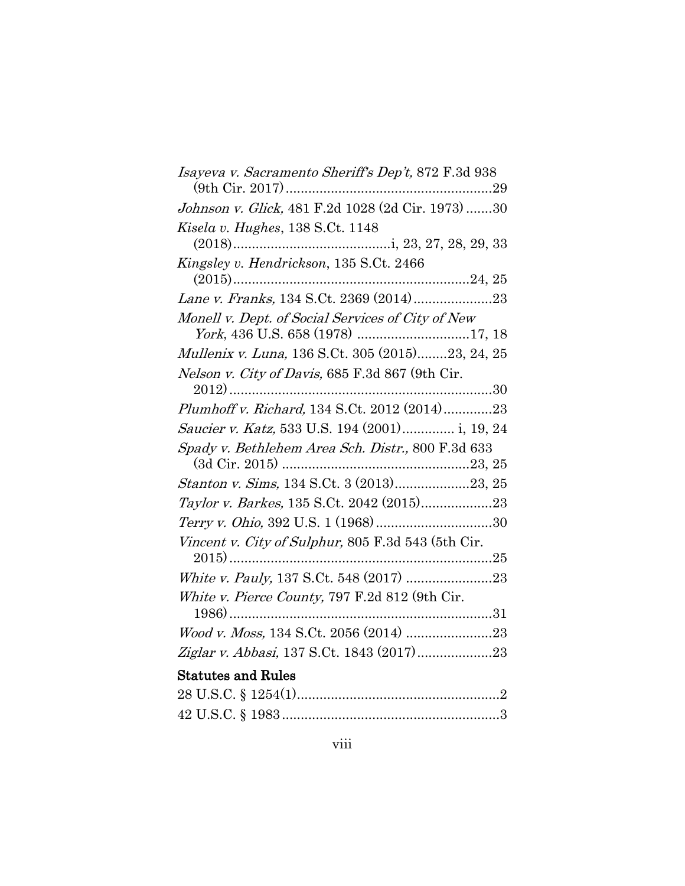*Isayeva v. Sacramento Sheriff's Dep't,* 872 F.3d 938 (9th Cir. 2017) ......................................................29

*Johnson v. Glick,* 481 F.2d 1028 (2d Cir. 1973) .......30

*Kisela v. Hughes*, 138 S.Ct. 1148 (2018).........................................i, 23, 27, 28, 29, 33

*Kingsley v. Hendrickson*, 135 S.Ct. 2466 (2015)..............................................................24, 25

*Lane v. Franks,* 134 S.Ct. 2369 (2014).....................23

*Monell v. Dept. of Social Services of City of New York*, 436 U.S. 658 (1978) .............................17, 18

*Mullenix v. Luna,* 136 S.Ct. 305 (2015)........23, 24, 25

*Nelson v. City of Davis,* 685 F.3d 867 (9th Cir. 2012) ......................................................................30

*Plumhoff v. Richard,* 134 S.Ct. 2012 (2014).............23

*Saucier v. Katz,* 533 U.S. 194 (2001)............. i, 19, 24

*Spady v. Bethlehem Area Sch. Distr.,* 800 F.3d 633 (3d Cir. 2015) ..................................................23, 25

*Stanton v. Sims,* 134 S.Ct. 3 (2013)....................23, 25

*Taylor v. Barkes,* 135 S.Ct. 2042 (2015)...................23

*Terry v. Ohio,* 392 U.S. 1 (1968) ...............................30

*Vincent v. City of Sulphur,* 805 F.3d 543 (5th Cir. 2015) ......................................................................25

*White v. Pauly,* 137 S.Ct. 548 (2017) .......................23

*White v. Pierce County,* 797 F.2d 812 (9th Cir. 1986) ......................................................................31

*Wood v. Moss,* 134 S.Ct. 2056 (2014) .......................23

*Ziglar v. Abbasi,* 137 S.Ct. 1843 (2017)....................23

**Statutes and Rules**

28 U.S.C. § 1254(1)......................................................2

42 U.S.C. § 1983..........................................................3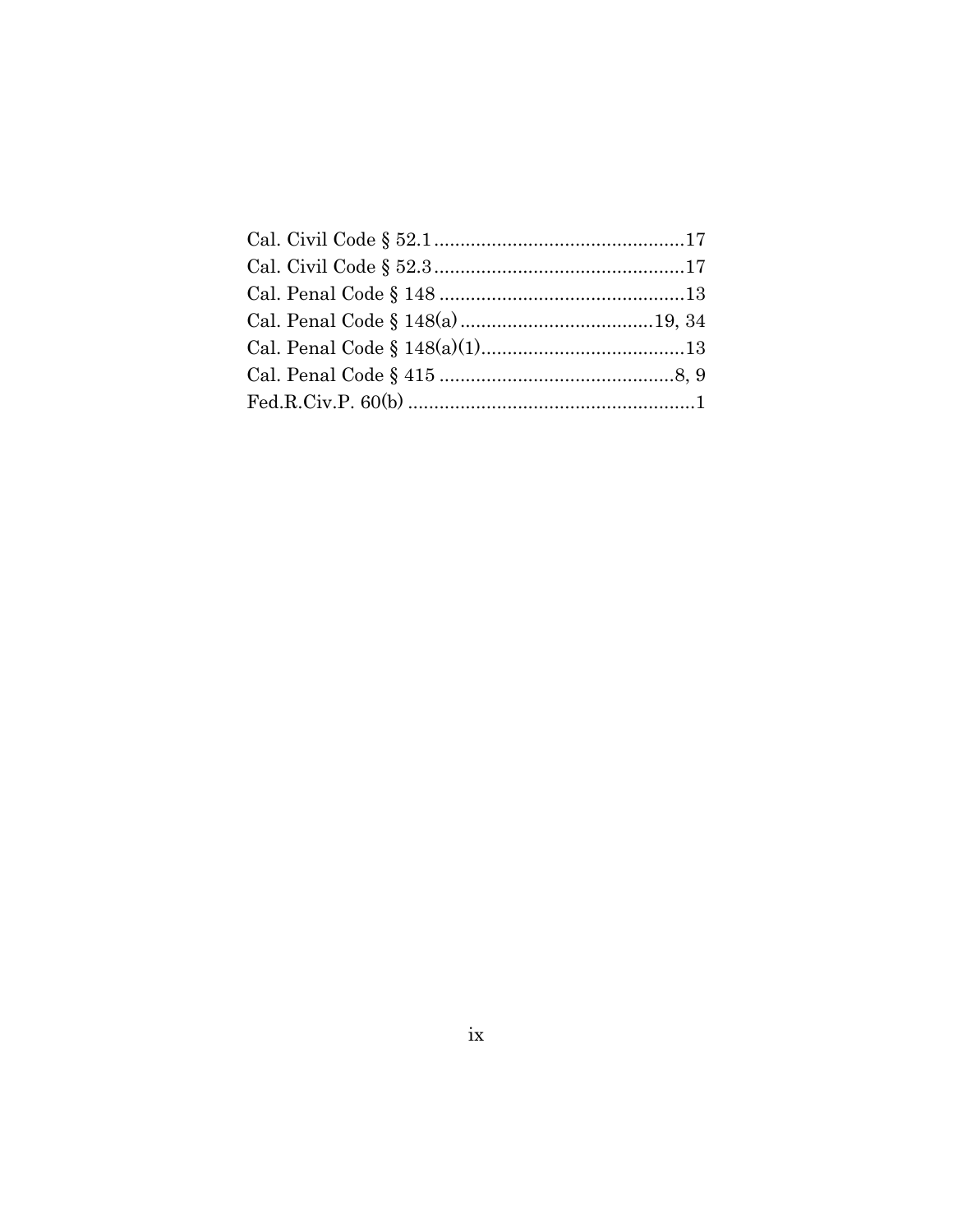Cal. Civil Code § 52.1 ............................................... 17
Cal. Civil Code § 52.3 ............................................... 17
Cal. Penal Code § 148 ............................................... 13
Cal. Penal Code § 148(a) ..................................... 19, 34
Cal. Penal Code § 148(a)(1) ....................................... 13
Cal. Penal Code § 415 ............................................. 8, 9
Fed.R.Civ.P. 60(b) ...................................................... 1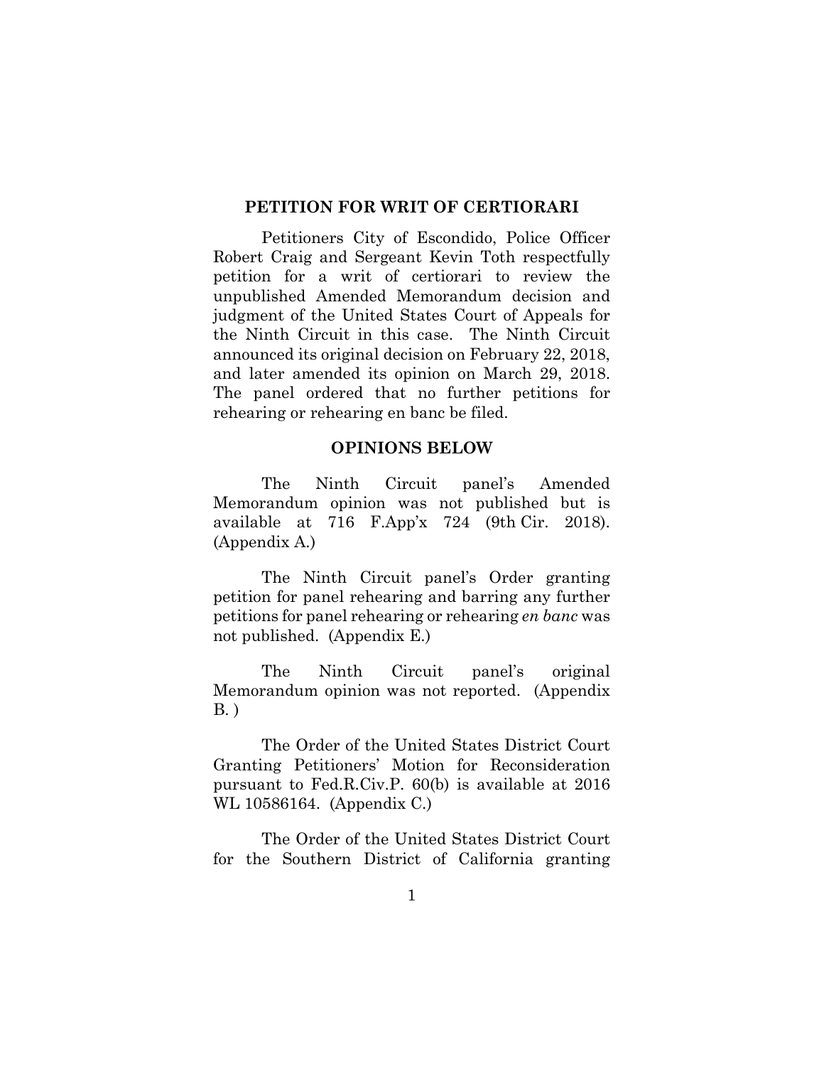## PETITION FOR WRIT OF CERTIORARI

Petitioners City of Escondido, Police Officer Robert Craig and Sergeant Kevin Toth respectfully petition for a writ of certiorari to review the unpublished Amended Memorandum decision and judgment of the United States Court of Appeals for the Ninth Circuit in this case. The Ninth Circuit announced its original decision on February 22, 2018, and later amended its opinion on March 29, 2018. The panel ordered that no further petitions for rehearing or rehearing en banc be filed.

## OPINIONS BELOW

The Ninth Circuit panel's Amended Memorandum opinion was not published but is available at 716 F.App'x 724 (9th Cir. 2018). (Appendix A.)

The Ninth Circuit panel's Order granting petition for panel rehearing and barring any further petitions for panel rehearing or rehearing *en banc* was not published. (Appendix E.)

The Ninth Circuit panel's original Memorandum opinion was not reported. (Appendix B. )

The Order of the United States District Court Granting Petitioners' Motion for Reconsideration pursuant to Fed.R.Civ.P. 60(b) is available at 2016 WL 10586164. (Appendix C.)

The Order of the United States District Court for the Southern District of California granting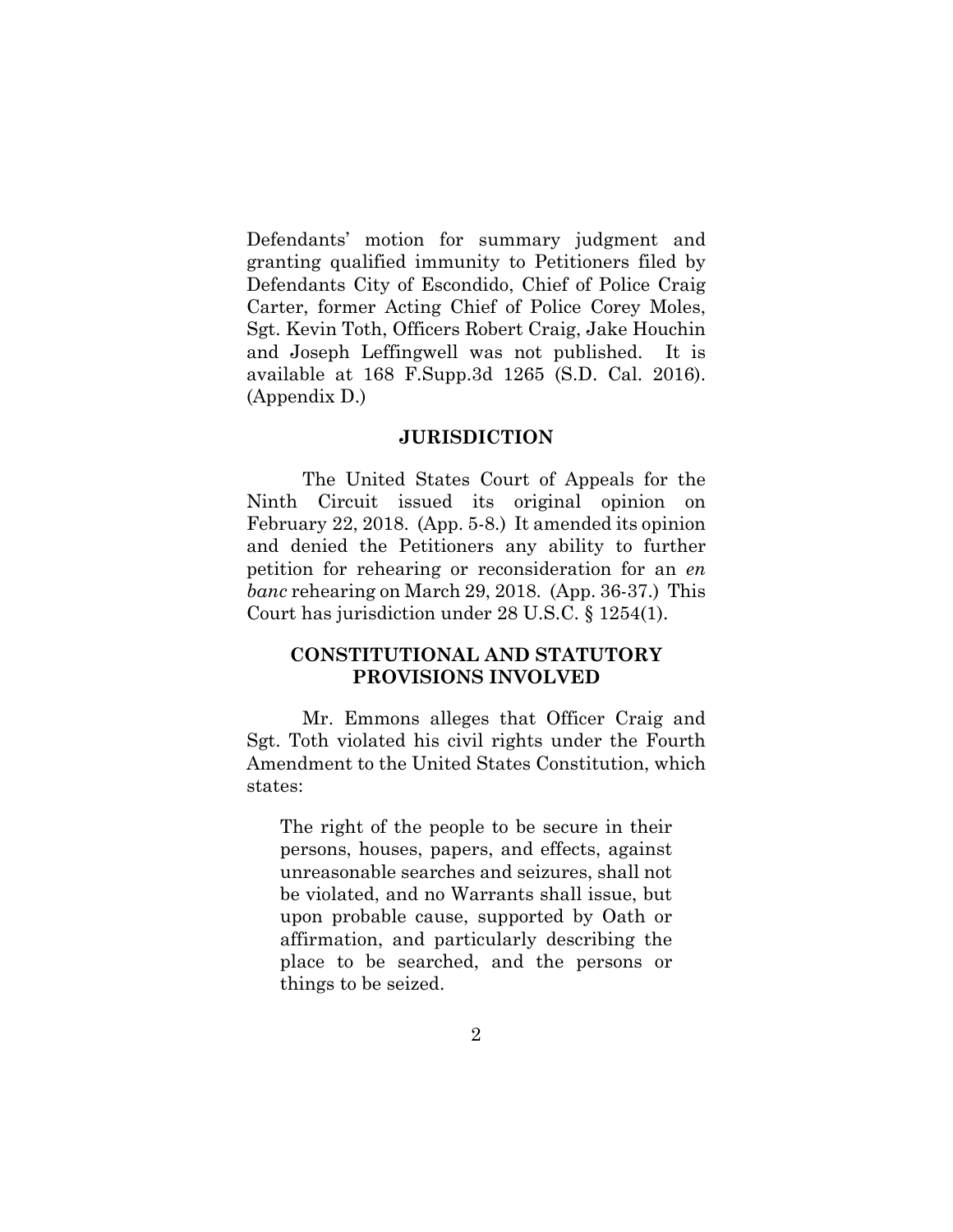Defendants' motion for summary judgment and granting qualified immunity to Petitioners filed by Defendants City of Escondido, Chief of Police Craig Carter, former Acting Chief of Police Corey Moles, Sgt. Kevin Toth, Officers Robert Craig, Jake Houchin and Joseph Leffingwell was not published. It is available at 168 F.Supp.3d 1265 (S.D. Cal. 2016). (Appendix D.)

## JURISDICTION

The United States Court of Appeals for the Ninth Circuit issued its original opinion on February 22, 2018. (App. 5-8.) It amended its opinion and denied the Petitioners any ability to further petition for rehearing or reconsideration for an *en banc* rehearing on March 29, 2018. (App. 36-37.) This Court has jurisdiction under 28 U.S.C. § 1254(1).

## CONSTITUTIONAL AND STATUTORY PROVISIONS INVOLVED

Mr. Emmons alleges that Officer Craig and Sgt. Toth violated his civil rights under the Fourth Amendment to the United States Constitution, which states:

> The right of the people to be secure in their persons, houses, papers, and effects, against unreasonable searches and seizures, shall not be violated, and no Warrants shall issue, but upon probable cause, supported by Oath or affirmation, and particularly describing the place to be searched, and the persons or things to be seized.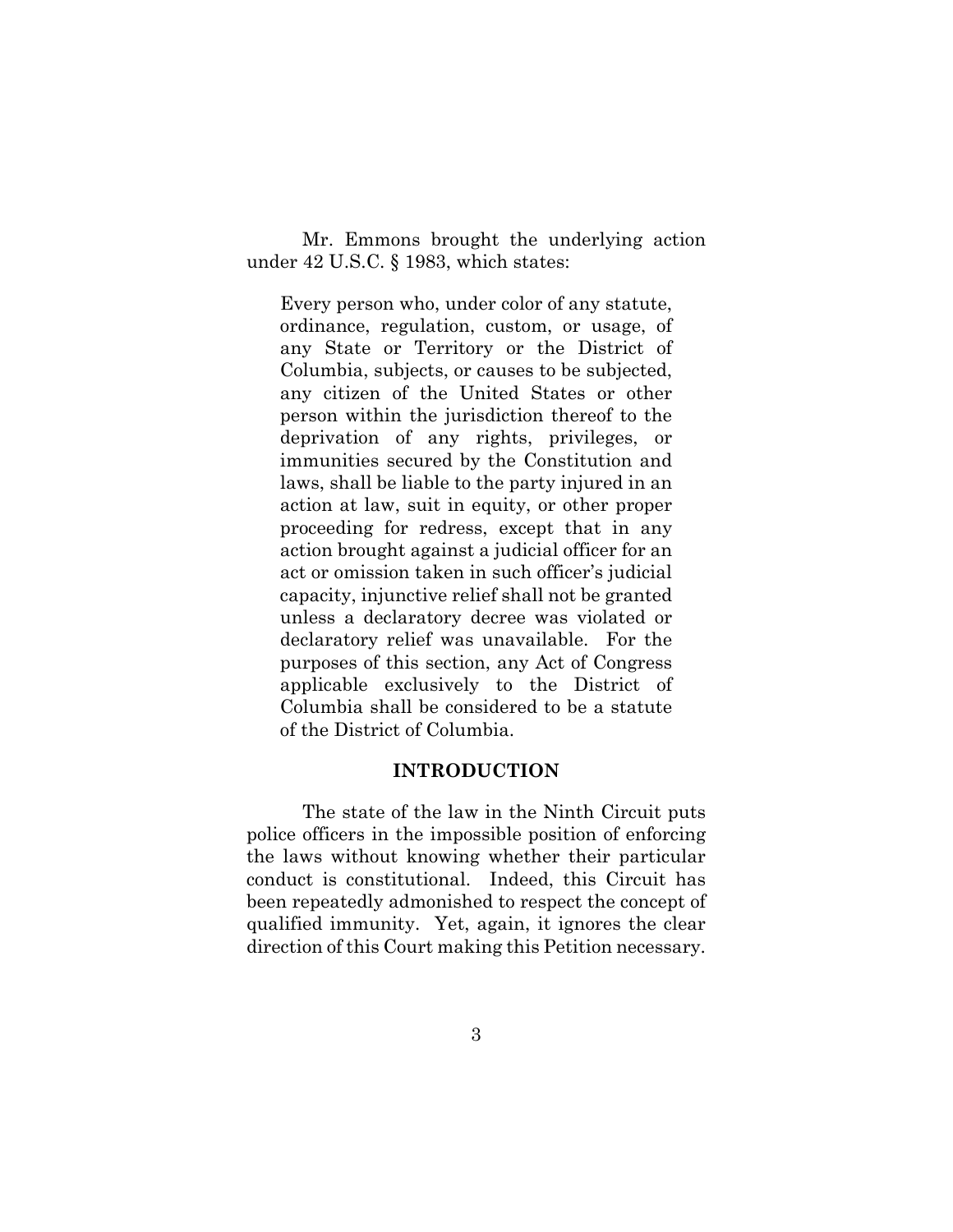Mr. Emmons brought the underlying action under 42 U.S.C. § 1983, which states:

> Every person who, under color of any statute, ordinance, regulation, custom, or usage, of any State or Territory or the District of Columbia, subjects, or causes to be subjected, any citizen of the United States or other person within the jurisdiction thereof to the deprivation of any rights, privileges, or immunities secured by the Constitution and laws, shall be liable to the party injured in an action at law, suit in equity, or other proper proceeding for redress, except that in any action brought against a judicial officer for an act or omission taken in such officer's judicial capacity, injunctive relief shall not be granted unless a declaratory decree was violated or declaratory relief was unavailable. For the purposes of this section, any Act of Congress applicable exclusively to the District of Columbia shall be considered to be a statute of the District of Columbia.

## INTRODUCTION

The state of the law in the Ninth Circuit puts police officers in the impossible position of enforcing the laws without knowing whether their particular conduct is constitutional. Indeed, this Circuit has been repeatedly admonished to respect the concept of qualified immunity. Yet, again, it ignores the clear direction of this Court making this Petition necessary.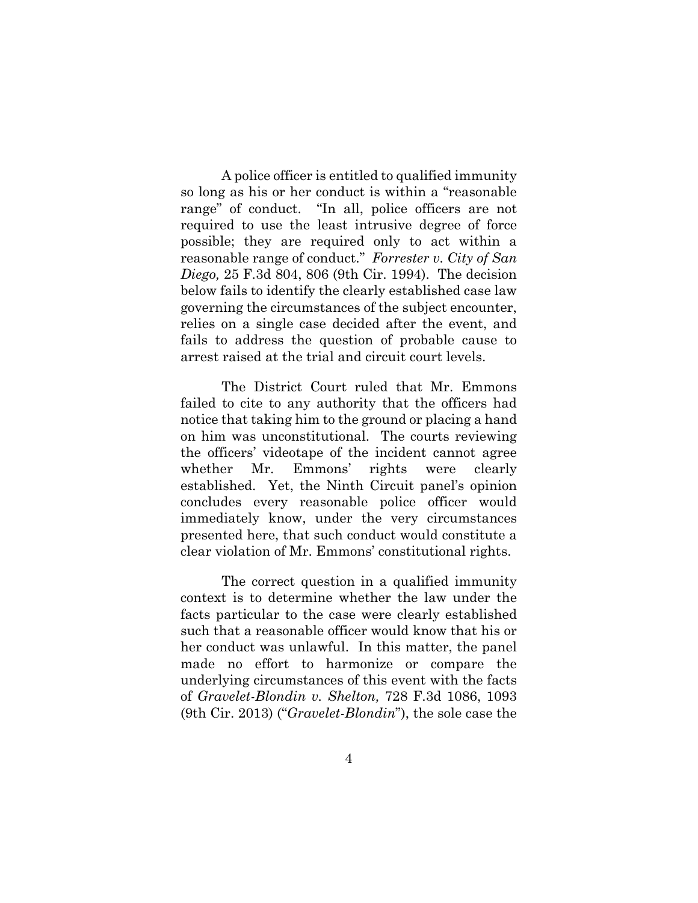A police officer is entitled to qualified immunity so long as his or her conduct is within a "reasonable range" of conduct. "In all, police officers are not required to use the least intrusive degree of force possible; they are required only to act within a reasonable range of conduct." *Forrester v. City of San Diego,* 25 F.3d 804, 806 (9th Cir. 1994). The decision below fails to identify the clearly established case law governing the circumstances of the subject encounter, relies on a single case decided after the event, and fails to address the question of probable cause to arrest raised at the trial and circuit court levels.

The District Court ruled that Mr. Emmons failed to cite to any authority that the officers had notice that taking him to the ground or placing a hand on him was unconstitutional. The courts reviewing the officers' videotape of the incident cannot agree whether Mr. Emmons' rights were clearly established. Yet, the Ninth Circuit panel's opinion concludes every reasonable police officer would immediately know, under the very circumstances presented here, that such conduct would constitute a clear violation of Mr. Emmons' constitutional rights.

The correct question in a qualified immunity context is to determine whether the law under the facts particular to the case were clearly established such that a reasonable officer would know that his or her conduct was unlawful. In this matter, the panel made no effort to harmonize or compare the underlying circumstances of this event with the facts of *Gravelet-Blondin v. Shelton,* 728 F.3d 1086, 1093 (9th Cir. 2013) ("*Gravelet-Blondin*"), the sole case the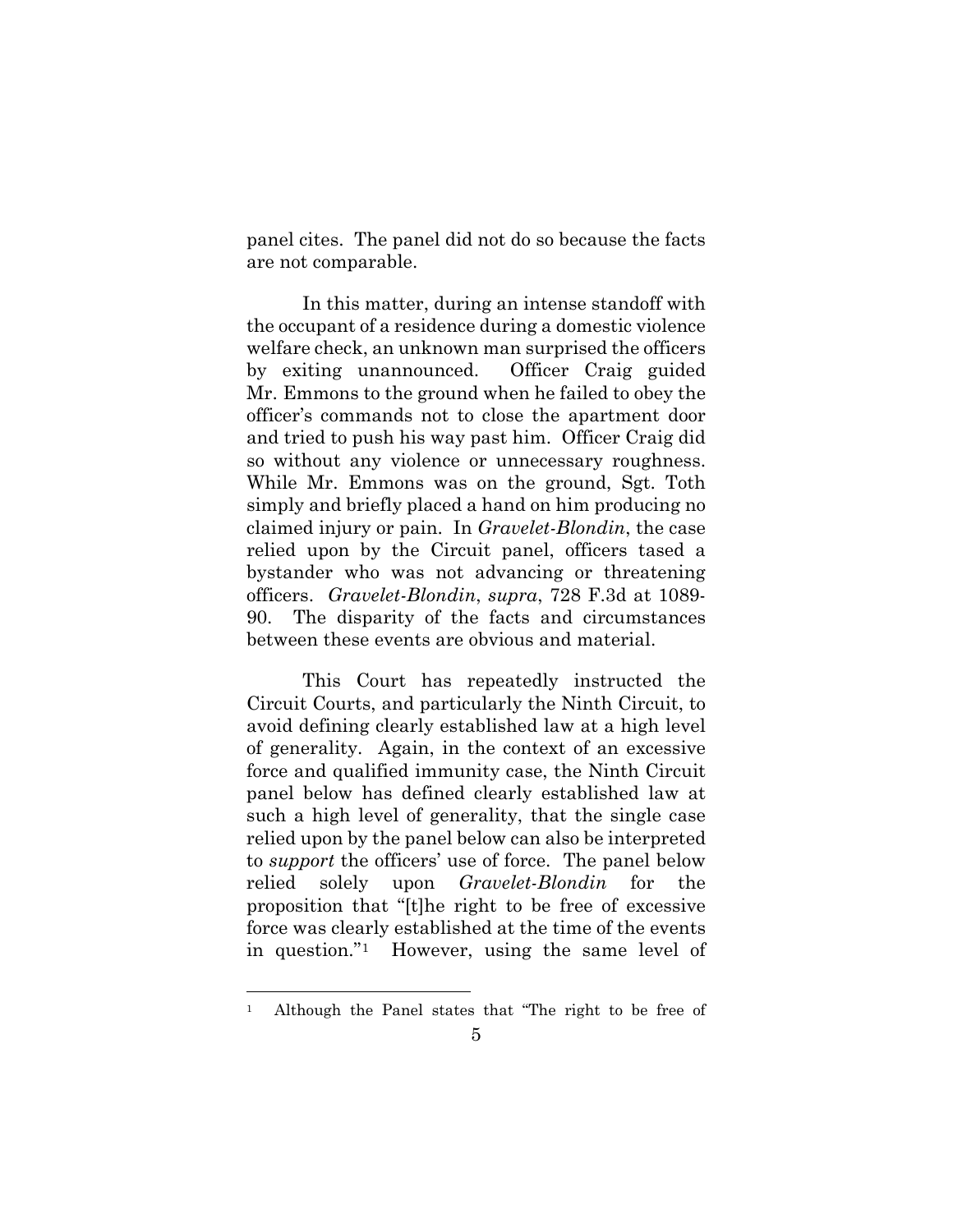panel cites. The panel did not do so because the facts are not comparable.

In this matter, during an intense standoff with the occupant of a residence during a domestic violence welfare check, an unknown man surprised the officers by exiting unannounced. Officer Craig guided Mr. Emmons to the ground when he failed to obey the officer's commands not to close the apartment door and tried to push his way past him. Officer Craig did so without any violence or unnecessary roughness. While Mr. Emmons was on the ground, Sgt. Toth simply and briefly placed a hand on him producing no claimed injury or pain. In *Gravelet-Blondin*, the case relied upon by the Circuit panel, officers tased a bystander who was not advancing or threatening officers. *Gravelet-Blondin*, *supra*, 728 F.3d at 1089-90. The disparity of the facts and circumstances between these events are obvious and material.

This Court has repeatedly instructed the Circuit Courts, and particularly the Ninth Circuit, to avoid defining clearly established law at a high level of generality. Again, in the context of an excessive force and qualified immunity case, the Ninth Circuit panel below has defined clearly established law at such a high level of generality, that the single case relied upon by the panel below can also be interpreted to *support* the officers' use of force. The panel below relied solely upon *Gravelet-Blondin* for the proposition that "[t]he right to be free of excessive force was clearly established at the time of the events in question."[1] However, using the same level of

[1] Although the Panel states that "The right to be free of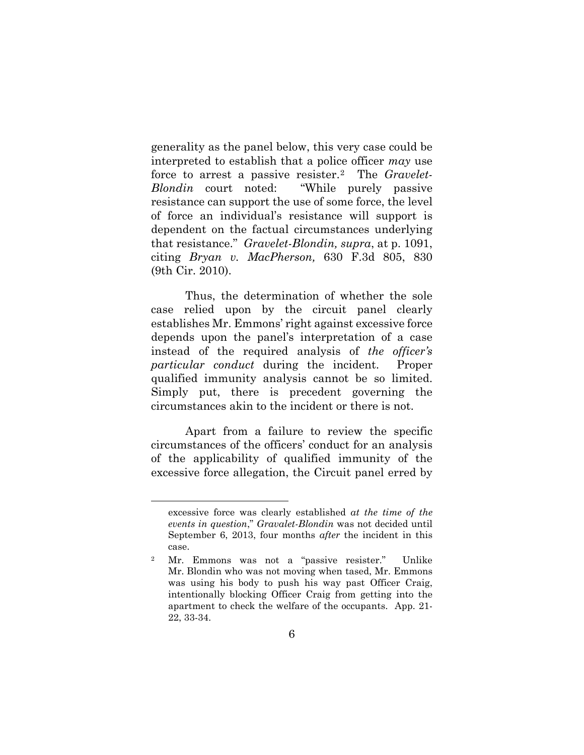generality as the panel below, this very case could be interpreted to establish that a police officer *may* use force to arrest a passive resister.[2] The *Gravelet-Blondin* court noted: "While purely passive resistance can support the use of some force, the level of force an individual's resistance will support is dependent on the factual circumstances underlying that resistance." *Gravelet-Blondin, supra*, at p. 1091, citing *Bryan v. MacPherson,* 630 F.3d 805, 830 (9th Cir. 2010).

Thus, the determination of whether the sole case relied upon by the circuit panel clearly establishes Mr. Emmons' right against excessive force depends upon the panel's interpretation of a case instead of the required analysis of *the officer's particular conduct* during the incident. Proper qualified immunity analysis cannot be so limited. Simply put, there is precedent governing the circumstances akin to the incident or there is not.

Apart from a failure to review the specific circumstances of the officers' conduct for an analysis of the applicability of qualified immunity of the excessive force allegation, the Circuit panel erred by

---

excessive force was clearly established *at the time of the events in question*," *Gravalet-Blondin* was not decided until September 6, 2013, four months *after* the incident in this case.

[2] Mr. Emmons was not a "passive resister." Unlike Mr. Blondin who was not moving when tased, Mr. Emmons was using his body to push his way past Officer Craig, intentionally blocking Officer Craig from getting into the apartment to check the welfare of the occupants. App. 21-22, 33-34.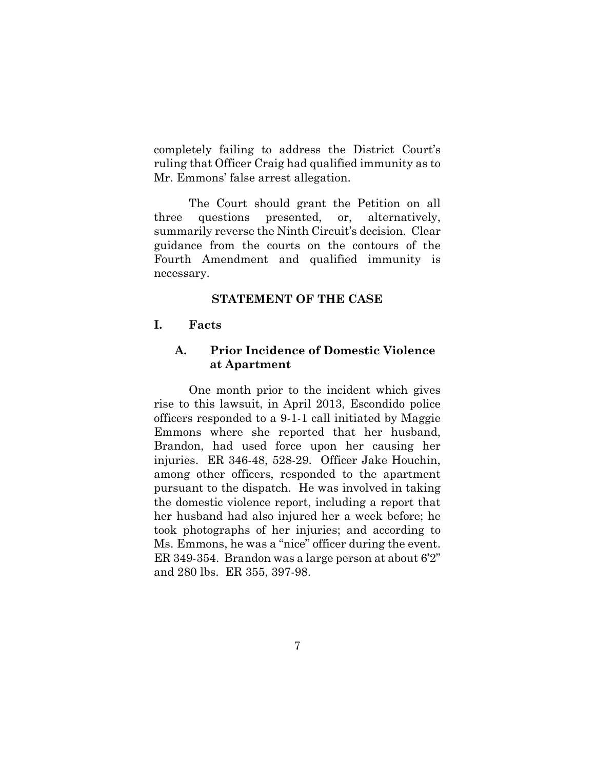completely failing to address the District Court's ruling that Officer Craig had qualified immunity as to Mr. Emmons' false arrest allegation.

The Court should grant the Petition on all three questions presented, or, alternatively, summarily reverse the Ninth Circuit's decision. Clear guidance from the courts on the contours of the Fourth Amendment and qualified immunity is necessary.

## STATEMENT OF THE CASE

### I. Facts

#### A. Prior Incidence of Domestic Violence at Apartment

One month prior to the incident which gives rise to this lawsuit, in April 2013, Escondido police officers responded to a 9-1-1 call initiated by Maggie Emmons where she reported that her husband, Brandon, had used force upon her causing her injuries. ER 346-48, 528-29. Officer Jake Houchin, among other officers, responded to the apartment pursuant to the dispatch. He was involved in taking the domestic violence report, including a report that her husband had also injured her a week before; he took photographs of her injuries; and according to Ms. Emmons, he was a "nice" officer during the event. ER 349-354. Brandon was a large person at about 6'2" and 280 lbs. ER 355, 397-98.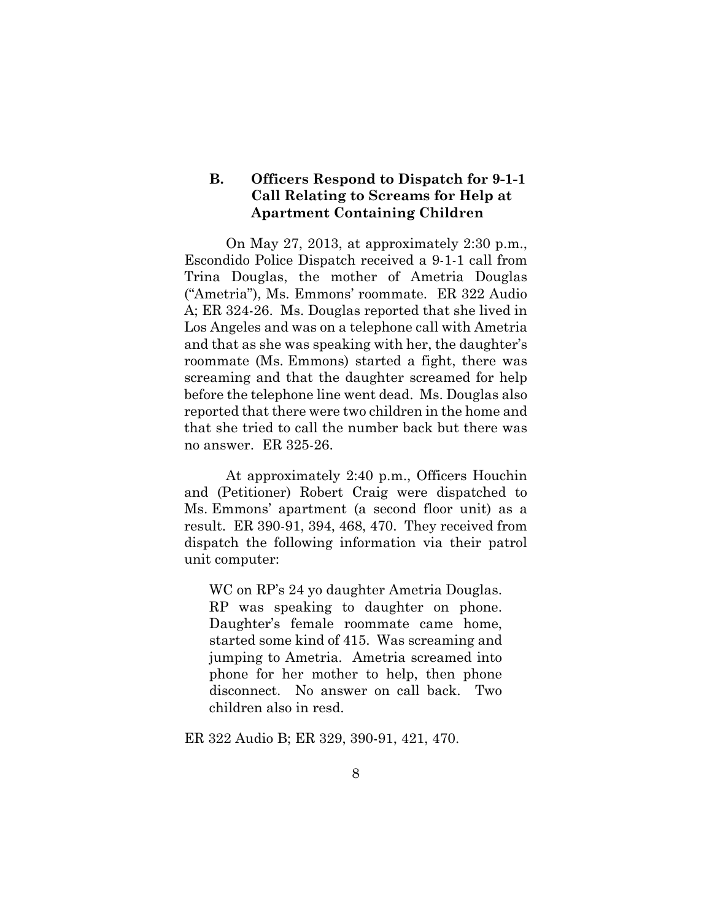### B. Officers Respond to Dispatch for 9-1-1 Call Relating to Screams for Help at Apartment Containing Children

On May 27, 2013, at approximately 2:30 p.m., Escondido Police Dispatch received a 9-1-1 call from Trina Douglas, the mother of Ametria Douglas ("Ametria"), Ms. Emmons' roommate. ER 322 Audio A; ER 324-26. Ms. Douglas reported that she lived in Los Angeles and was on a telephone call with Ametria and that as she was speaking with her, the daughter's roommate (Ms. Emmons) started a fight, there was screaming and that the daughter screamed for help before the telephone line went dead. Ms. Douglas also reported that there were two children in the home and that she tried to call the number back but there was no answer. ER 325-26.

At approximately 2:40 p.m., Officers Houchin and (Petitioner) Robert Craig were dispatched to Ms. Emmons' apartment (a second floor unit) as a result. ER 390-91, 394, 468, 470. They received from dispatch the following information via their patrol unit computer:

> WC on RP's 24 yo daughter Ametria Douglas. RP was speaking to daughter on phone. Daughter's female roommate came home, started some kind of 415. Was screaming and jumping to Ametria. Ametria screamed into phone for her mother to help, then phone disconnect. No answer on call back. Two children also in resd.

ER 322 Audio B; ER 329, 390-91, 421, 470.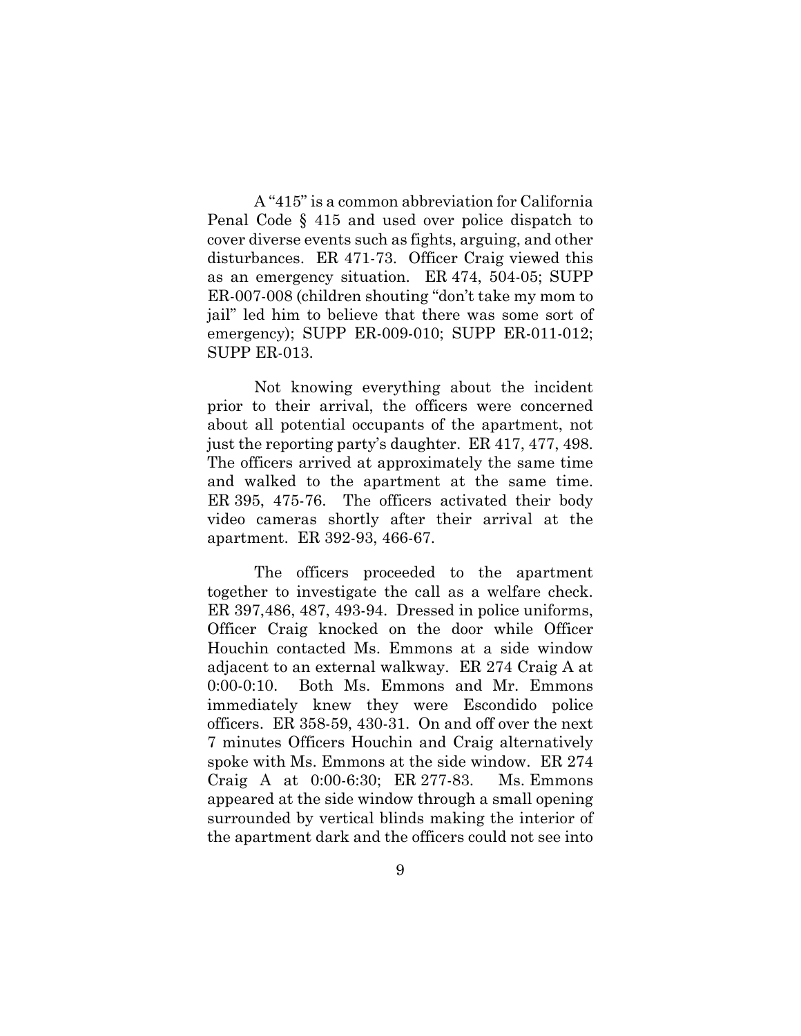A "415" is a common abbreviation for California Penal Code § 415 and used over police dispatch to cover diverse events such as fights, arguing, and other disturbances. ER 471-73. Officer Craig viewed this as an emergency situation. ER 474, 504-05; SUPP ER-007-008 (children shouting "don't take my mom to jail" led him to believe that there was some sort of emergency); SUPP ER-009-010; SUPP ER-011-012; SUPP ER-013.

Not knowing everything about the incident prior to their arrival, the officers were concerned about all potential occupants of the apartment, not just the reporting party's daughter. ER 417, 477, 498. The officers arrived at approximately the same time and walked to the apartment at the same time. ER 395, 475-76. The officers activated their body video cameras shortly after their arrival at the apartment. ER 392-93, 466-67.

The officers proceeded to the apartment together to investigate the call as a welfare check. ER 397,486, 487, 493-94. Dressed in police uniforms, Officer Craig knocked on the door while Officer Houchin contacted Ms. Emmons at a side window adjacent to an external walkway. ER 274 Craig A at 0:00-0:10. Both Ms. Emmons and Mr. Emmons immediately knew they were Escondido police officers. ER 358-59, 430-31. On and off over the next 7 minutes Officers Houchin and Craig alternatively spoke with Ms. Emmons at the side window. ER 274 Craig A at 0:00-6:30; ER 277-83. Ms. Emmons appeared at the side window through a small opening surrounded by vertical blinds making the interior of the apartment dark and the officers could not see into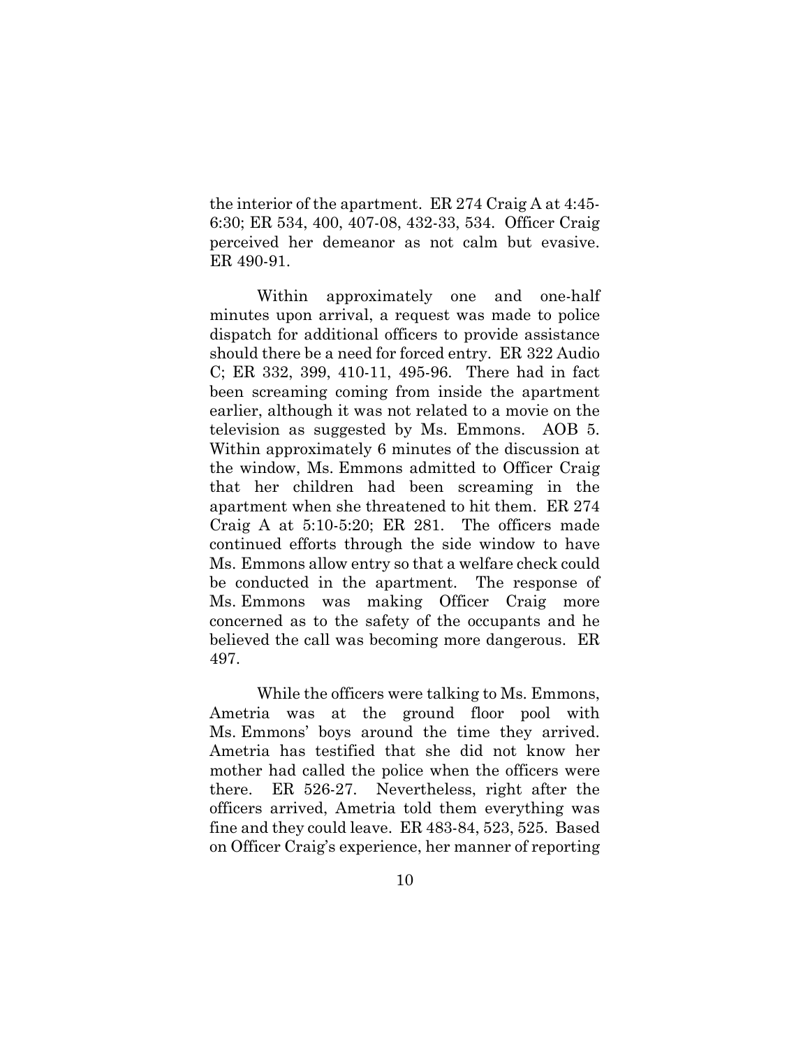the interior of the apartment. ER 274 Craig A at 4:45-6:30; ER 534, 400, 407-08, 432-33, 534. Officer Craig perceived her demeanor as not calm but evasive. ER 490-91.

Within approximately one and one-half minutes upon arrival, a request was made to police dispatch for additional officers to provide assistance should there be a need for forced entry. ER 322 Audio C; ER 332, 399, 410-11, 495-96. There had in fact been screaming coming from inside the apartment earlier, although it was not related to a movie on the television as suggested by Ms. Emmons. AOB 5. Within approximately 6 minutes of the discussion at the window, Ms. Emmons admitted to Officer Craig that her children had been screaming in the apartment when she threatened to hit them. ER 274 Craig A at 5:10-5:20; ER 281. The officers made continued efforts through the side window to have Ms. Emmons allow entry so that a welfare check could be conducted in the apartment. The response of Ms. Emmons was making Officer Craig more concerned as to the safety of the occupants and he believed the call was becoming more dangerous. ER 497.

While the officers were talking to Ms. Emmons, Ametria was at the ground floor pool with Ms. Emmons' boys around the time they arrived. Ametria has testified that she did not know her mother had called the police when the officers were there. ER 526-27. Nevertheless, right after the officers arrived, Ametria told them everything was fine and they could leave. ER 483-84, 523, 525. Based on Officer Craig's experience, her manner of reporting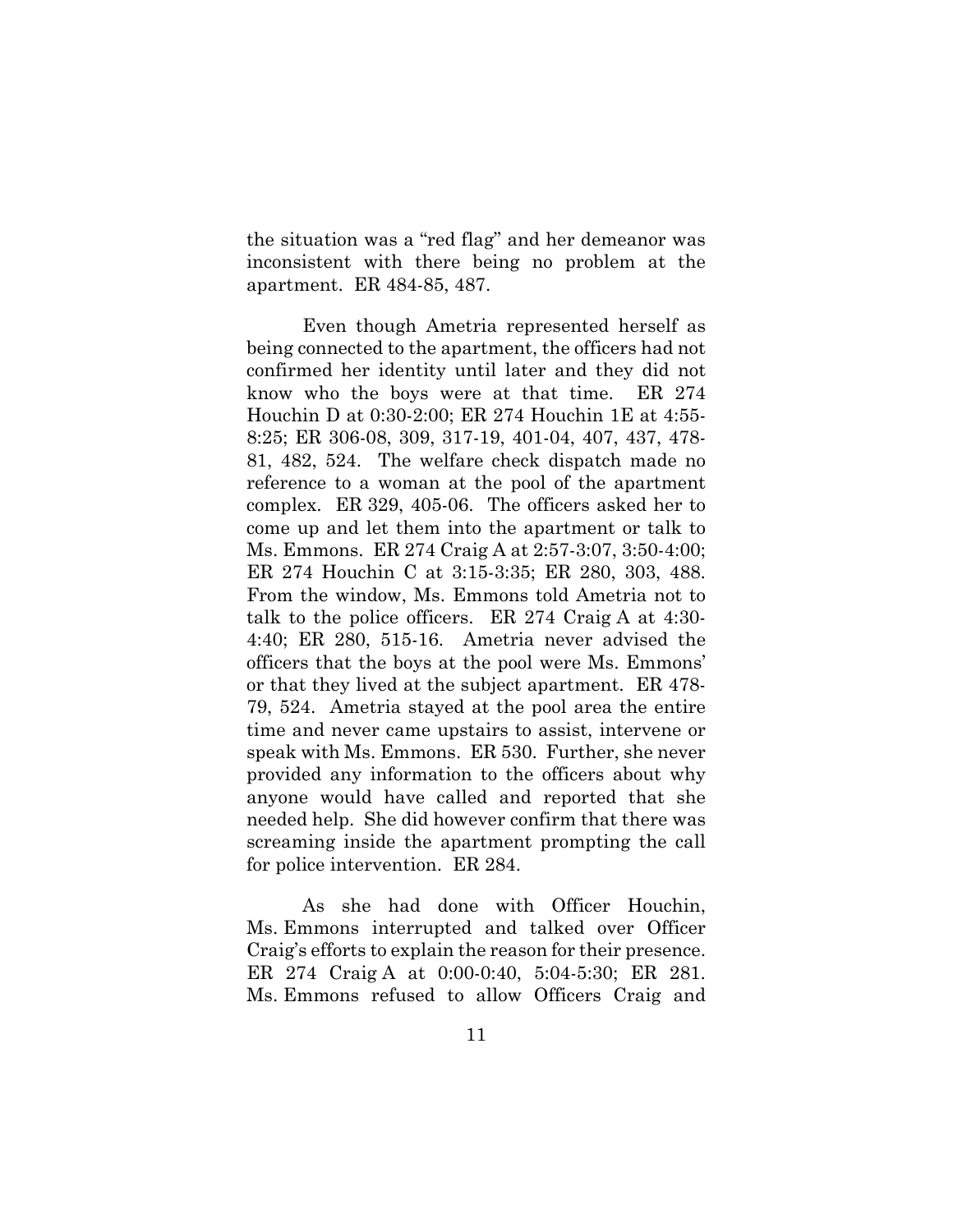the situation was a "red flag" and her demeanor was inconsistent with there being no problem at the apartment. ER 484-85, 487.

Even though Ametria represented herself as being connected to the apartment, the officers had not confirmed her identity until later and they did not know who the boys were at that time. ER 274 Houchin D at 0:30-2:00; ER 274 Houchin 1E at 4:55-8:25; ER 306-08, 309, 317-19, 401-04, 407, 437, 478-81, 482, 524. The welfare check dispatch made no reference to a woman at the pool of the apartment complex. ER 329, 405-06. The officers asked her to come up and let them into the apartment or talk to Ms. Emmons. ER 274 Craig A at 2:57-3:07, 3:50-4:00; ER 274 Houchin C at 3:15-3:35; ER 280, 303, 488. From the window, Ms. Emmons told Ametria not to talk to the police officers. ER 274 Craig A at 4:30-4:40; ER 280, 515-16. Ametria never advised the officers that the boys at the pool were Ms. Emmons' or that they lived at the subject apartment. ER 478-79, 524. Ametria stayed at the pool area the entire time and never came upstairs to assist, intervene or speak with Ms. Emmons. ER 530. Further, she never provided any information to the officers about why anyone would have called and reported that she needed help. She did however confirm that there was screaming inside the apartment prompting the call for police intervention. ER 284.

As she had done with Officer Houchin, Ms. Emmons interrupted and talked over Officer Craig's efforts to explain the reason for their presence. ER 274 Craig A at 0:00-0:40, 5:04-5:30; ER 281. Ms. Emmons refused to allow Officers Craig and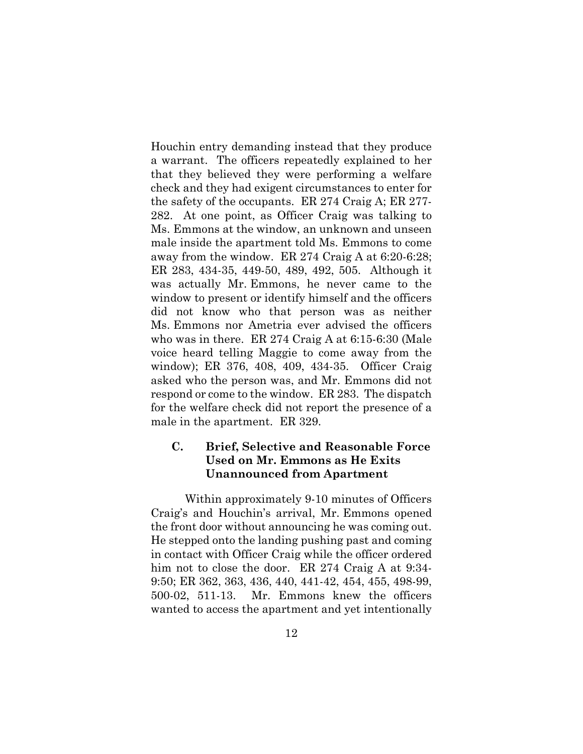Houchin entry demanding instead that they produce a warrant. The officers repeatedly explained to her that they believed they were performing a welfare check and they had exigent circumstances to enter for the safety of the occupants. ER 274 Craig A; ER 277-282. At one point, as Officer Craig was talking to Ms. Emmons at the window, an unknown and unseen male inside the apartment told Ms. Emmons to come away from the window. ER 274 Craig A at 6:20-6:28; ER 283, 434-35, 449-50, 489, 492, 505. Although it was actually Mr. Emmons, he never came to the window to present or identify himself and the officers did not know who that person was as neither Ms. Emmons nor Ametria ever advised the officers who was in there. ER 274 Craig A at 6:15-6:30 (Male voice heard telling Maggie to come away from the window); ER 376, 408, 409, 434-35. Officer Craig asked who the person was, and Mr. Emmons did not respond or come to the window. ER 283. The dispatch for the welfare check did not report the presence of a male in the apartment. ER 329.

### C. Brief, Selective and Reasonable Force Used on Mr. Emmons as He Exits Unannounced from Apartment

Within approximately 9-10 minutes of Officers Craig's and Houchin's arrival, Mr. Emmons opened the front door without announcing he was coming out. He stepped onto the landing pushing past and coming in contact with Officer Craig while the officer ordered him not to close the door. ER 274 Craig A at 9:34-9:50; ER 362, 363, 436, 440, 441-42, 454, 455, 498-99, 500-02, 511-13. Mr. Emmons knew the officers wanted to access the apartment and yet intentionally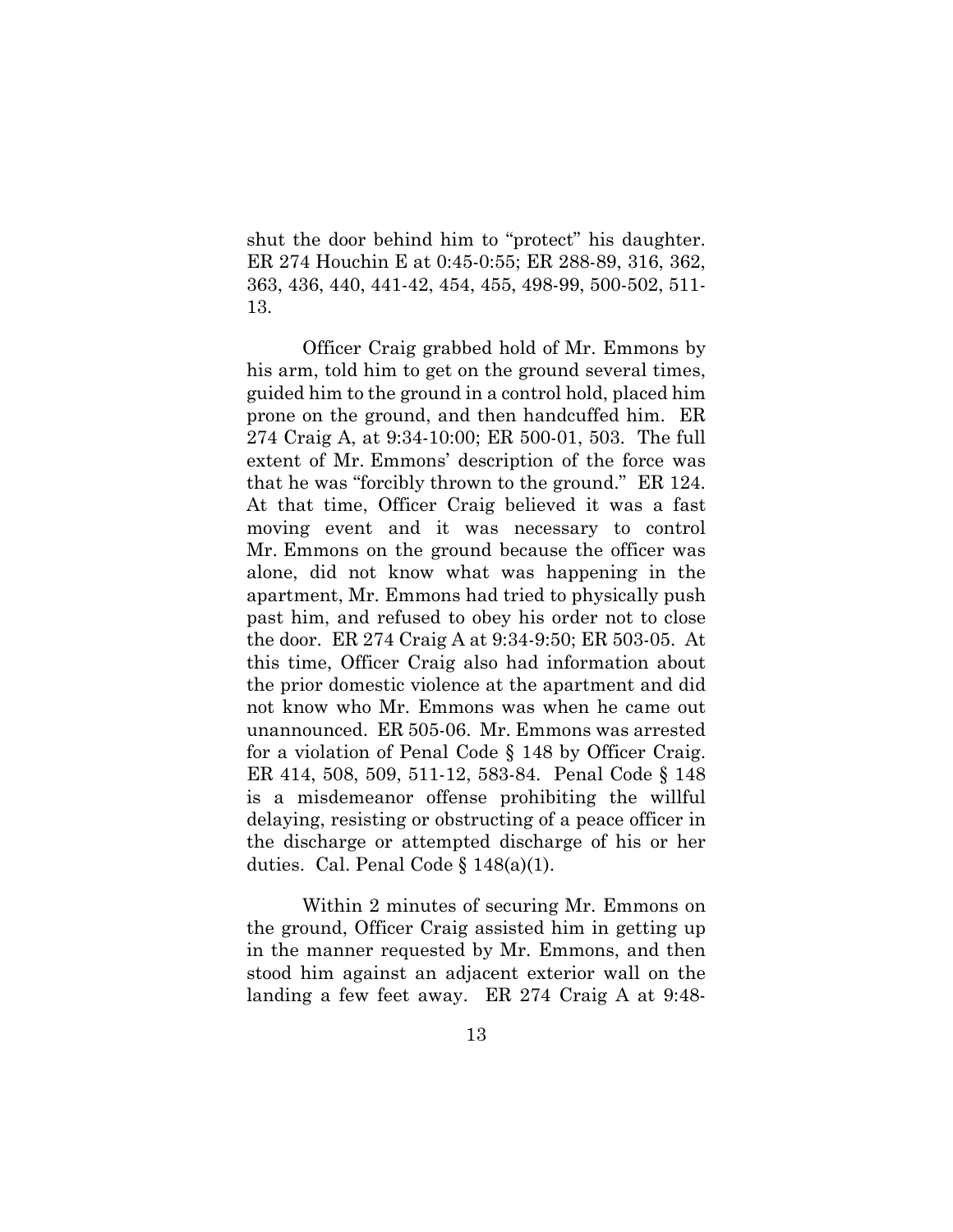shut the door behind him to "protect" his daughter. ER 274 Houchin E at 0:45-0:55; ER 288-89, 316, 362, 363, 436, 440, 441-42, 454, 455, 498-99, 500-502, 511-13.

Officer Craig grabbed hold of Mr. Emmons by his arm, told him to get on the ground several times, guided him to the ground in a control hold, placed him prone on the ground, and then handcuffed him. ER 274 Craig A, at 9:34-10:00; ER 500-01, 503. The full extent of Mr. Emmons' description of the force was that he was "forcibly thrown to the ground." ER 124. At that time, Officer Craig believed it was a fast moving event and it was necessary to control Mr. Emmons on the ground because the officer was alone, did not know what was happening in the apartment, Mr. Emmons had tried to physically push past him, and refused to obey his order not to close the door. ER 274 Craig A at 9:34-9:50; ER 503-05. At this time, Officer Craig also had information about the prior domestic violence at the apartment and did not know who Mr. Emmons was when he came out unannounced. ER 505-06. Mr. Emmons was arrested for a violation of Penal Code § 148 by Officer Craig. ER 414, 508, 509, 511-12, 583-84. Penal Code § 148 is a misdemeanor offense prohibiting the willful delaying, resisting or obstructing of a peace officer in the discharge or attempted discharge of his or her duties. Cal. Penal Code § 148(a)(1).

Within 2 minutes of securing Mr. Emmons on the ground, Officer Craig assisted him in getting up in the manner requested by Mr. Emmons, and then stood him against an adjacent exterior wall on the landing a few feet away. ER 274 Craig A at 9:48-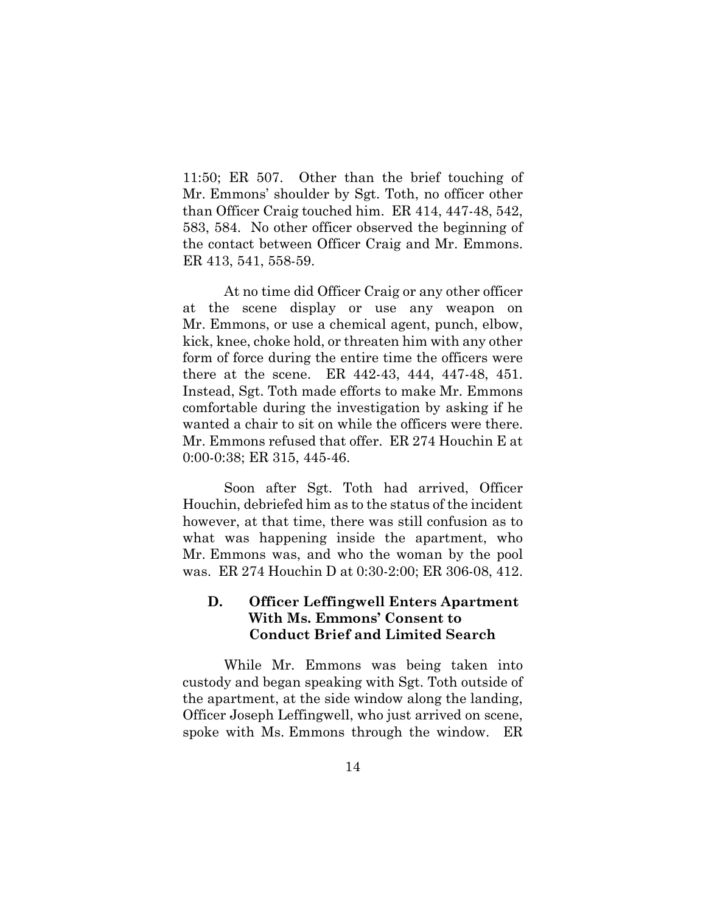11:50; ER 507. Other than the brief touching of Mr. Emmons' shoulder by Sgt. Toth, no officer other than Officer Craig touched him. ER 414, 447-48, 542, 583, 584. No other officer observed the beginning of the contact between Officer Craig and Mr. Emmons. ER 413, 541, 558-59.

At no time did Officer Craig or any other officer at the scene display or use any weapon on Mr. Emmons, or use a chemical agent, punch, elbow, kick, knee, choke hold, or threaten him with any other form of force during the entire time the officers were there at the scene. ER 442-43, 444, 447-48, 451. Instead, Sgt. Toth made efforts to make Mr. Emmons comfortable during the investigation by asking if he wanted a chair to sit on while the officers were there. Mr. Emmons refused that offer. ER 274 Houchin E at 0:00-0:38; ER 315, 445-46.

Soon after Sgt. Toth had arrived, Officer Houchin, debriefed him as to the status of the incident however, at that time, there was still confusion as to what was happening inside the apartment, who Mr. Emmons was, and who the woman by the pool was. ER 274 Houchin D at 0:30-2:00; ER 306-08, 412.

### D. Officer Leffingwell Enters Apartment With Ms. Emmons' Consent to Conduct Brief and Limited Search

While Mr. Emmons was being taken into custody and began speaking with Sgt. Toth outside of the apartment, at the side window along the landing, Officer Joseph Leffingwell, who just arrived on scene, spoke with Ms. Emmons through the window. ER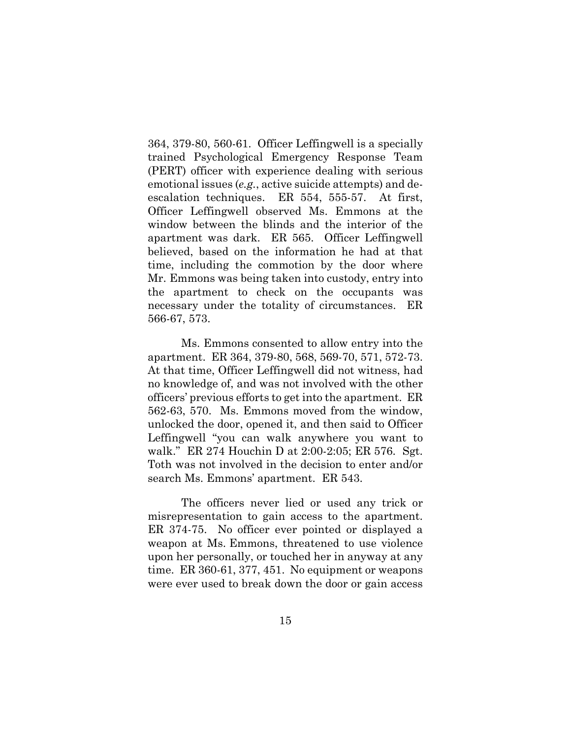364, 379-80, 560-61. Officer Leffingwell is a specially trained Psychological Emergency Response Team (PERT) officer with experience dealing with serious emotional issues (*e.g.*, active suicide attempts) and de-escalation techniques. ER 554, 555-57. At first, Officer Leffingwell observed Ms. Emmons at the window between the blinds and the interior of the apartment was dark. ER 565. Officer Leffingwell believed, based on the information he had at that time, including the commotion by the door where Mr. Emmons was being taken into custody, entry into the apartment to check on the occupants was necessary under the totality of circumstances. ER 566-67, 573.

Ms. Emmons consented to allow entry into the apartment. ER 364, 379-80, 568, 569-70, 571, 572-73. At that time, Officer Leffingwell did not witness, had no knowledge of, and was not involved with the other officers' previous efforts to get into the apartment. ER 562-63, 570. Ms. Emmons moved from the window, unlocked the door, opened it, and then said to Officer Leffingwell "you can walk anywhere you want to walk." ER 274 Houchin D at 2:00-2:05; ER 576. Sgt. Toth was not involved in the decision to enter and/or search Ms. Emmons' apartment. ER 543.

The officers never lied or used any trick or misrepresentation to gain access to the apartment. ER 374-75. No officer ever pointed or displayed a weapon at Ms. Emmons, threatened to use violence upon her personally, or touched her in anyway at any time. ER 360-61, 377, 451. No equipment or weapons were ever used to break down the door or gain access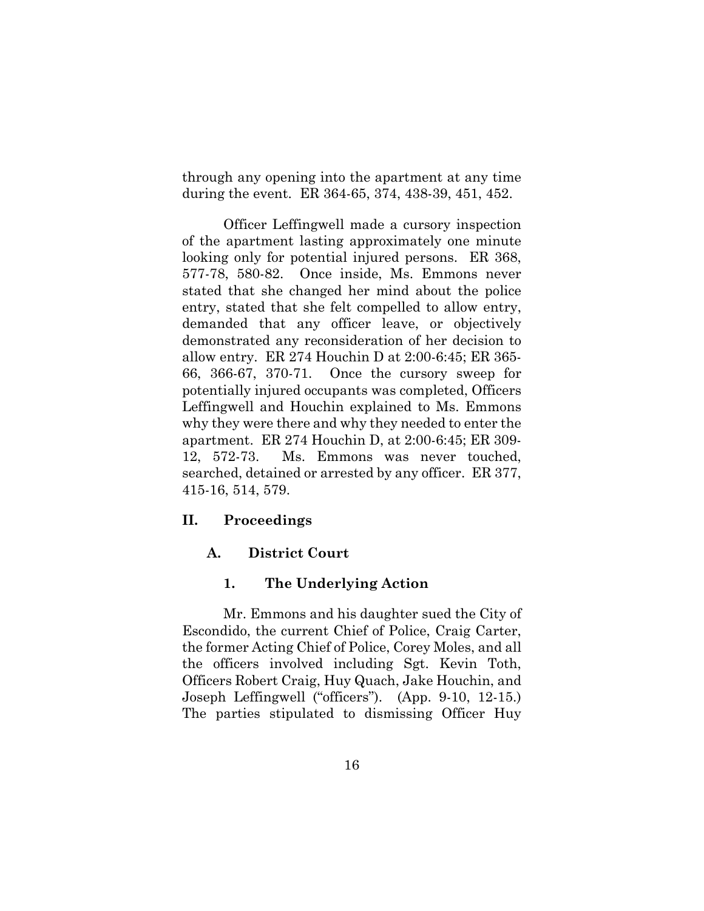through any opening into the apartment at any time during the event. ER 364-65, 374, 438-39, 451, 452.

Officer Leffingwell made a cursory inspection of the apartment lasting approximately one minute looking only for potential injured persons. ER 368, 577-78, 580-82. Once inside, Ms. Emmons never stated that she changed her mind about the police entry, stated that she felt compelled to allow entry, demanded that any officer leave, or objectively demonstrated any reconsideration of her decision to allow entry. ER 274 Houchin D at 2:00-6:45; ER 365-66, 366-67, 370-71. Once the cursory sweep for potentially injured occupants was completed, Officers Leffingwell and Houchin explained to Ms. Emmons why they were there and why they needed to enter the apartment. ER 274 Houchin D, at 2:00-6:45; ER 309-12, 572-73. Ms. Emmons was never touched, searched, detained or arrested by any officer. ER 377, 415-16, 514, 579.

## II. Proceedings

### A. District Court

#### 1. The Underlying Action

Mr. Emmons and his daughter sued the City of Escondido, the current Chief of Police, Craig Carter, the former Acting Chief of Police, Corey Moles, and all the officers involved including Sgt. Kevin Toth, Officers Robert Craig, Huy Quach, Jake Houchin, and Joseph Leffingwell ("officers"). (App. 9-10, 12-15.) The parties stipulated to dismissing Officer Huy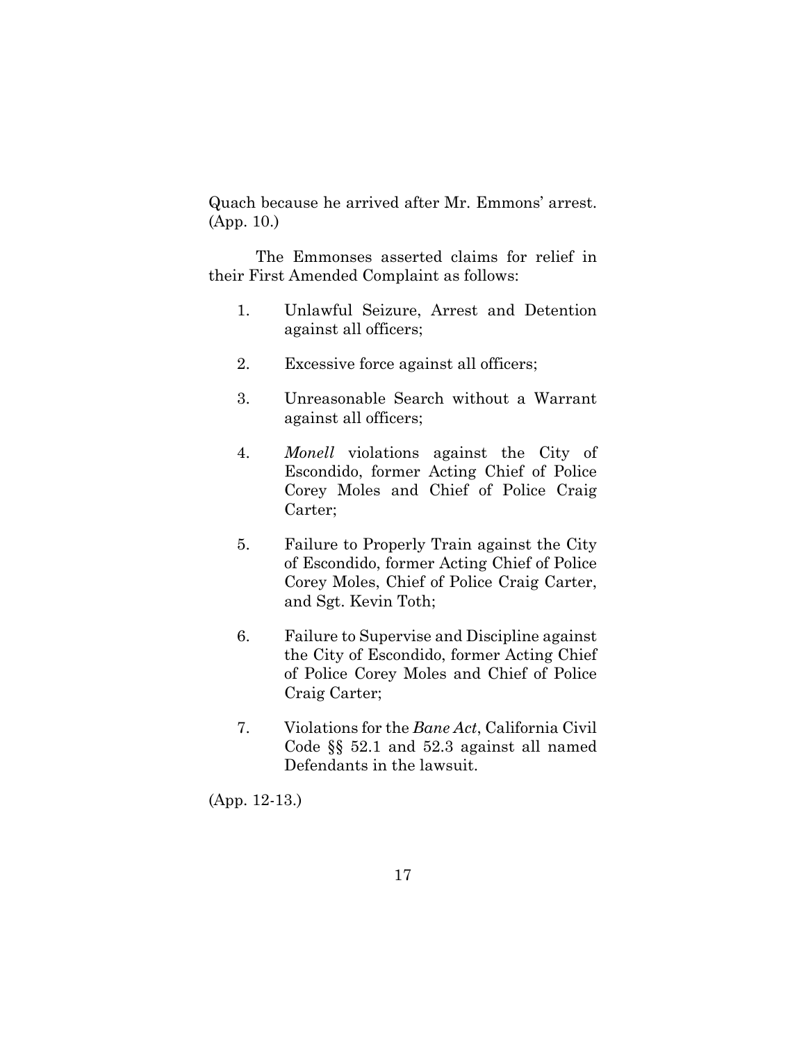Quach because he arrived after Mr. Emmons' arrest. (App. 10.)

The Emmonses asserted claims for relief in their First Amended Complaint as follows:

1. Unlawful Seizure, Arrest and Detention against all officers;

2. Excessive force against all officers;

3. Unreasonable Search without a Warrant against all officers;

4. *Monell* violations against the City of Escondido, former Acting Chief of Police Corey Moles and Chief of Police Craig Carter;

5. Failure to Properly Train against the City of Escondido, former Acting Chief of Police Corey Moles, Chief of Police Craig Carter, and Sgt. Kevin Toth;

6. Failure to Supervise and Discipline against the City of Escondido, former Acting Chief of Police Corey Moles and Chief of Police Craig Carter;

7. Violations for the *Bane Act*, California Civil Code §§ 52.1 and 52.3 against all named Defendants in the lawsuit.

(App. 12-13.)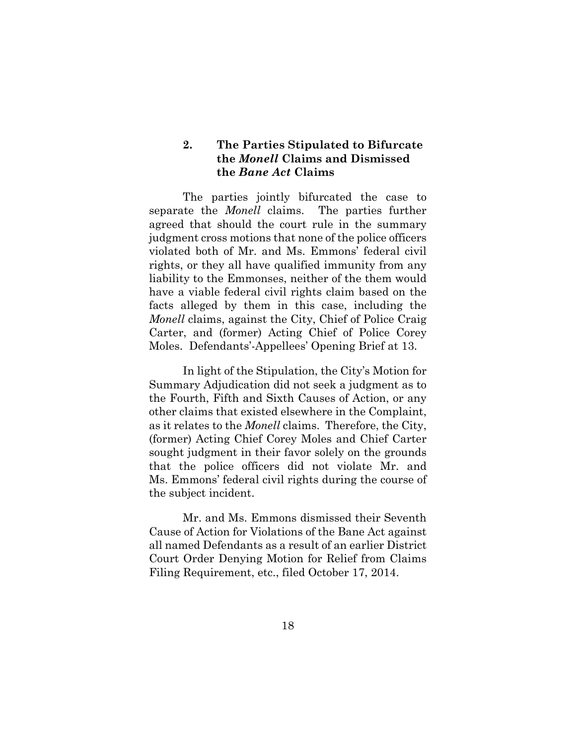### 2. The Parties Stipulated to Bifurcate the *Monell* Claims and Dismissed the *Bane Act* Claims

The parties jointly bifurcated the case to separate the *Monell* claims. The parties further agreed that should the court rule in the summary judgment cross motions that none of the police officers violated both of Mr. and Ms. Emmons' federal civil rights, or they all have qualified immunity from any liability to the Emmonses, neither of the them would have a viable federal civil rights claim based on the facts alleged by them in this case, including the *Monell* claims, against the City, Chief of Police Craig Carter, and (former) Acting Chief of Police Corey Moles. Defendants'-Appellees' Opening Brief at 13.

In light of the Stipulation, the City's Motion for Summary Adjudication did not seek a judgment as to the Fourth, Fifth and Sixth Causes of Action, or any other claims that existed elsewhere in the Complaint, as it relates to the *Monell* claims. Therefore, the City, (former) Acting Chief Corey Moles and Chief Carter sought judgment in their favor solely on the grounds that the police officers did not violate Mr. and Ms. Emmons' federal civil rights during the course of the subject incident.

Mr. and Ms. Emmons dismissed their Seventh Cause of Action for Violations of the Bane Act against all named Defendants as a result of an earlier District Court Order Denying Motion for Relief from Claims Filing Requirement, etc., filed October 17, 2014.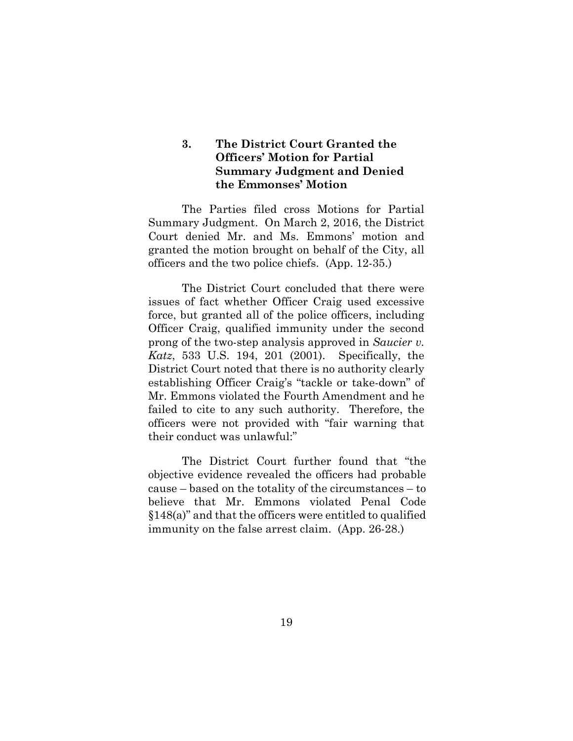### 3. The District Court Granted the Officers' Motion for Partial Summary Judgment and Denied the Emmonses' Motion

The Parties filed cross Motions for Partial Summary Judgment. On March 2, 2016, the District Court denied Mr. and Ms. Emmons' motion and granted the motion brought on behalf of the City, all officers and the two police chiefs. (App. 12-35.)

The District Court concluded that there were issues of fact whether Officer Craig used excessive force, but granted all of the police officers, including Officer Craig, qualified immunity under the second prong of the two-step analysis approved in *Saucier v. Katz*, 533 U.S. 194, 201 (2001). Specifically, the District Court noted that there is no authority clearly establishing Officer Craig's "tackle or take-down" of Mr. Emmons violated the Fourth Amendment and he failed to cite to any such authority. Therefore, the officers were not provided with "fair warning that their conduct was unlawful:"

The District Court further found that "the objective evidence revealed the officers had probable cause – based on the totality of the circumstances – to believe that Mr. Emmons violated Penal Code §148(a)" and that the officers were entitled to qualified immunity on the false arrest claim. (App. 26-28.)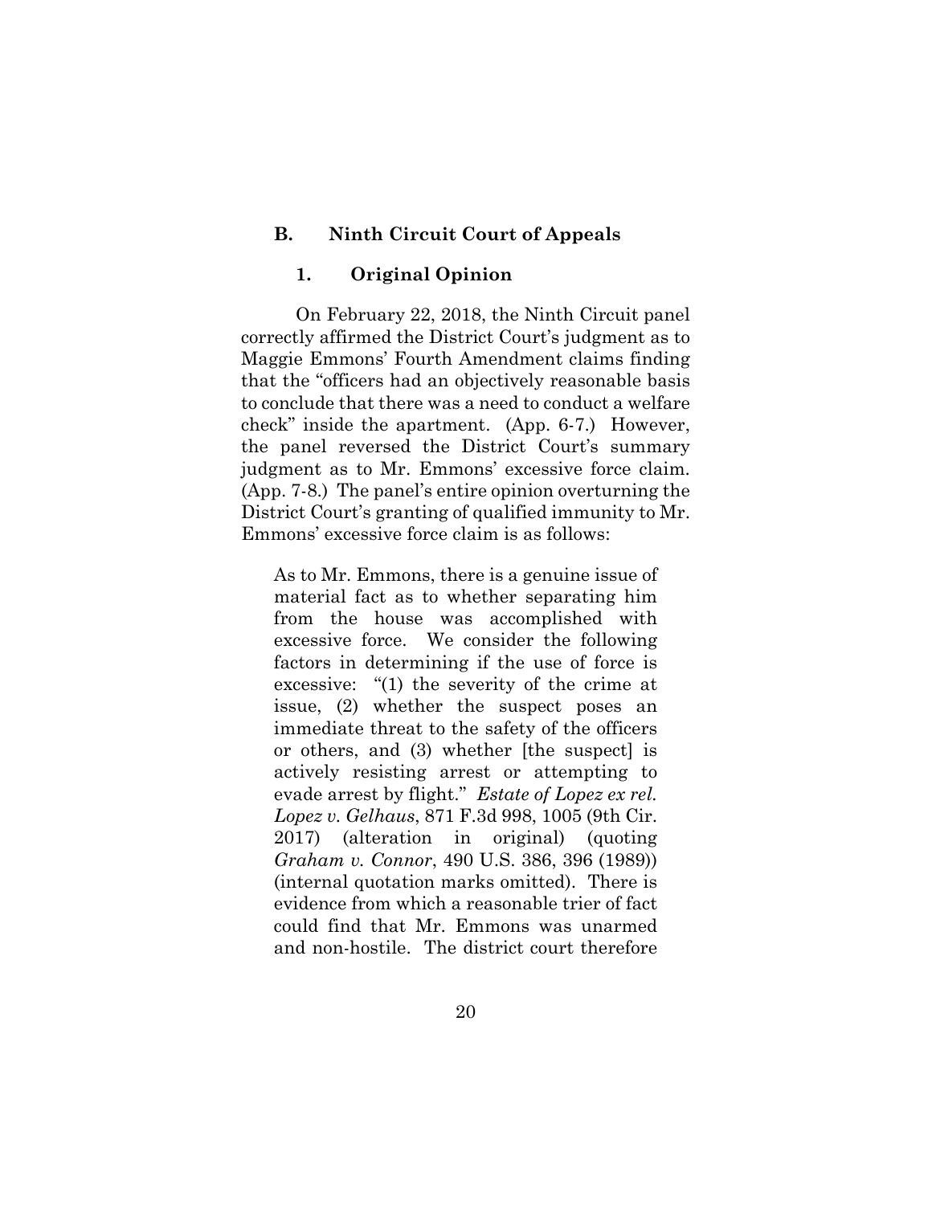## B. Ninth Circuit Court of Appeals

### 1. Original Opinion

On February 22, 2018, the Ninth Circuit panel correctly affirmed the District Court's judgment as to Maggie Emmons' Fourth Amendment claims finding that the "officers had an objectively reasonable basis to conclude that there was a need to conduct a welfare check" inside the apartment. (App. 6-7.) However, the panel reversed the District Court's summary judgment as to Mr. Emmons' excessive force claim. (App. 7-8.) The panel's entire opinion overturning the District Court's granting of qualified immunity to Mr. Emmons' excessive force claim is as follows:

> As to Mr. Emmons, there is a genuine issue of material fact as to whether separating him from the house was accomplished with excessive force. We consider the following factors in determining if the use of force is excessive: "(1) the severity of the crime at issue, (2) whether the suspect poses an immediate threat to the safety of the officers or others, and (3) whether [the suspect] is actively resisting arrest or attempting to evade arrest by flight." *Estate of Lopez ex rel. Lopez v. Gelhaus*, 871 F.3d 998, 1005 (9th Cir. 2017) (alteration in original) (quoting *Graham v. Connor*, 490 U.S. 386, 396 (1989)) (internal quotation marks omitted). There is evidence from which a reasonable trier of fact could find that Mr. Emmons was unarmed and non-hostile. The district court therefore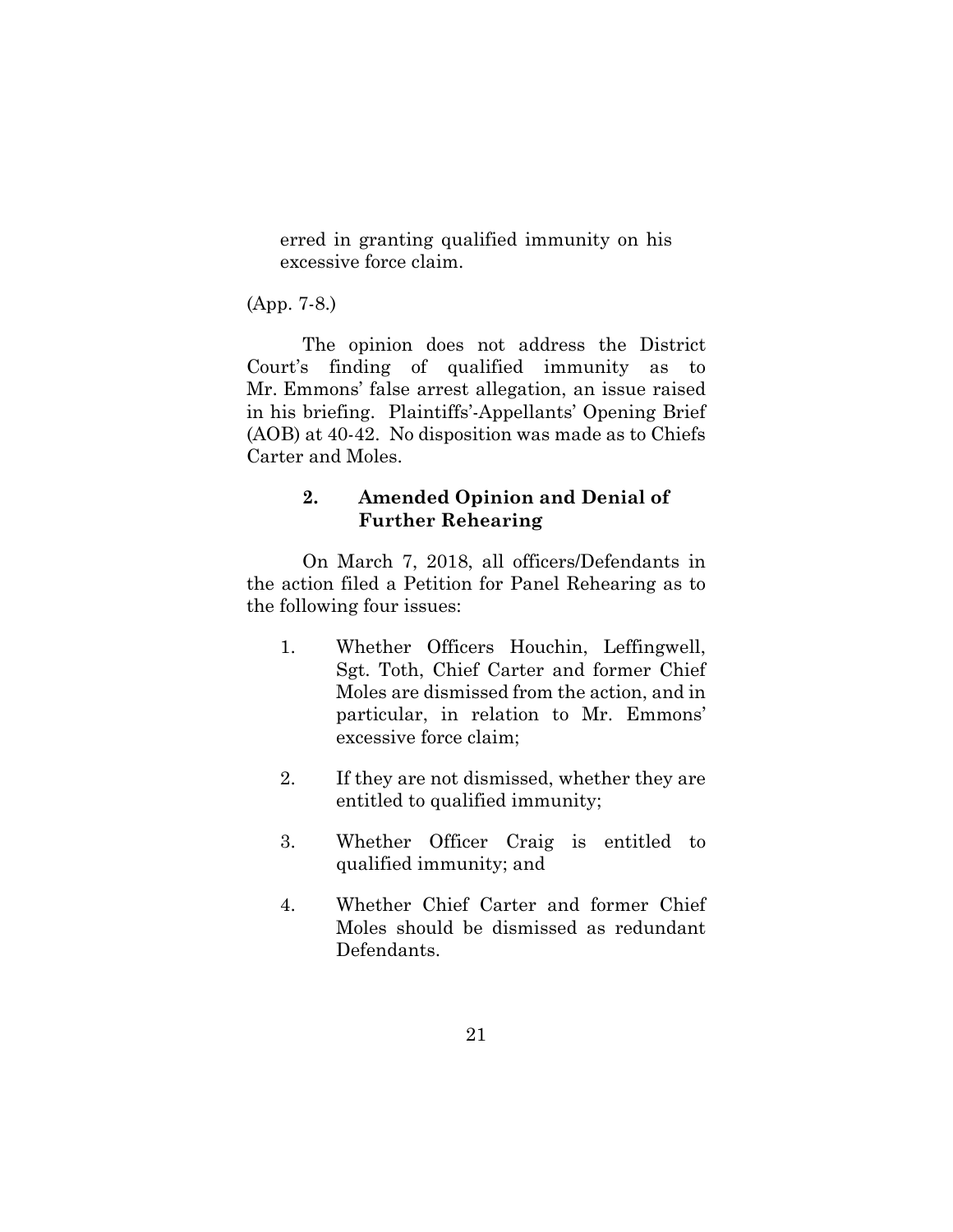erred in granting qualified immunity on his excessive force claim.

(App. 7-8.)

The opinion does not address the District Court's finding of qualified immunity as to Mr. Emmons' false arrest allegation, an issue raised in his briefing. Plaintiffs'-Appellants' Opening Brief (AOB) at 40-42. No disposition was made as to Chiefs Carter and Moles.

### 2. Amended Opinion and Denial of Further Rehearing

On March 7, 2018, all officers/Defendants in the action filed a Petition for Panel Rehearing as to the following four issues:

1. Whether Officers Houchin, Leffingwell, Sgt. Toth, Chief Carter and former Chief Moles are dismissed from the action, and in particular, in relation to Mr. Emmons' excessive force claim;

2. If they are not dismissed, whether they are entitled to qualified immunity;

3. Whether Officer Craig is entitled to qualified immunity; and

4. Whether Chief Carter and former Chief Moles should be dismissed as redundant Defendants.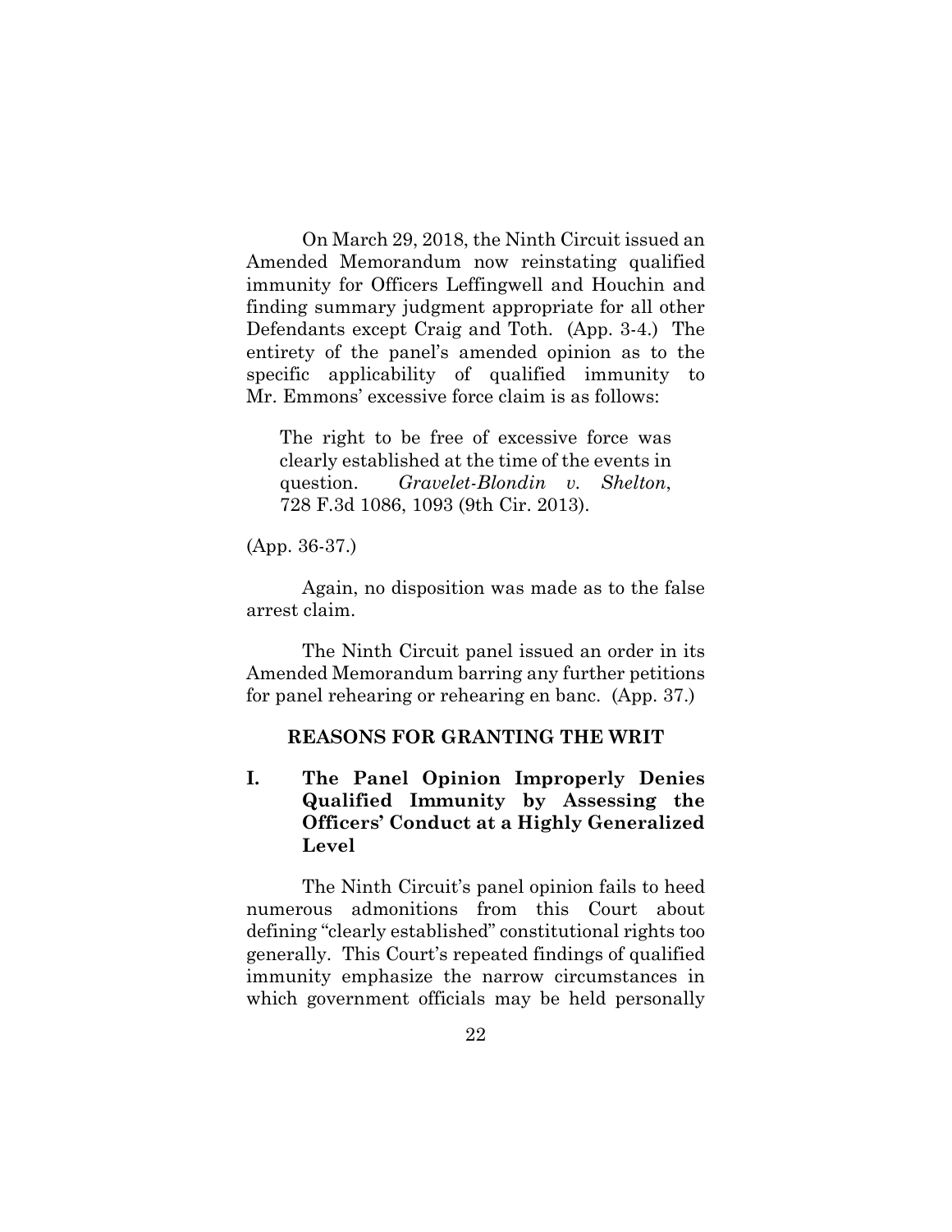On March 29, 2018, the Ninth Circuit issued an Amended Memorandum now reinstating qualified immunity for Officers Leffingwell and Houchin and finding summary judgment appropriate for all other Defendants except Craig and Toth. (App. 3-4.) The entirety of the panel's amended opinion as to the specific applicability of qualified immunity to Mr. Emmons' excessive force claim is as follows:

> The right to be free of excessive force was clearly established at the time of the events in question. *Gravelet-Blondin v. Shelton*, 728 F.3d 1086, 1093 (9th Cir. 2013).

(App. 36-37.)

Again, no disposition was made as to the false arrest claim.

The Ninth Circuit panel issued an order in its Amended Memorandum barring any further petitions for panel rehearing or rehearing en banc. (App. 37.)

## REASONS FOR GRANTING THE WRIT

### I. The Panel Opinion Improperly Denies Qualified Immunity by Assessing the Officers' Conduct at a Highly Generalized Level

The Ninth Circuit's panel opinion fails to heed numerous admonitions from this Court about defining "clearly established" constitutional rights too generally. This Court's repeated findings of qualified immunity emphasize the narrow circumstances in which government officials may be held personally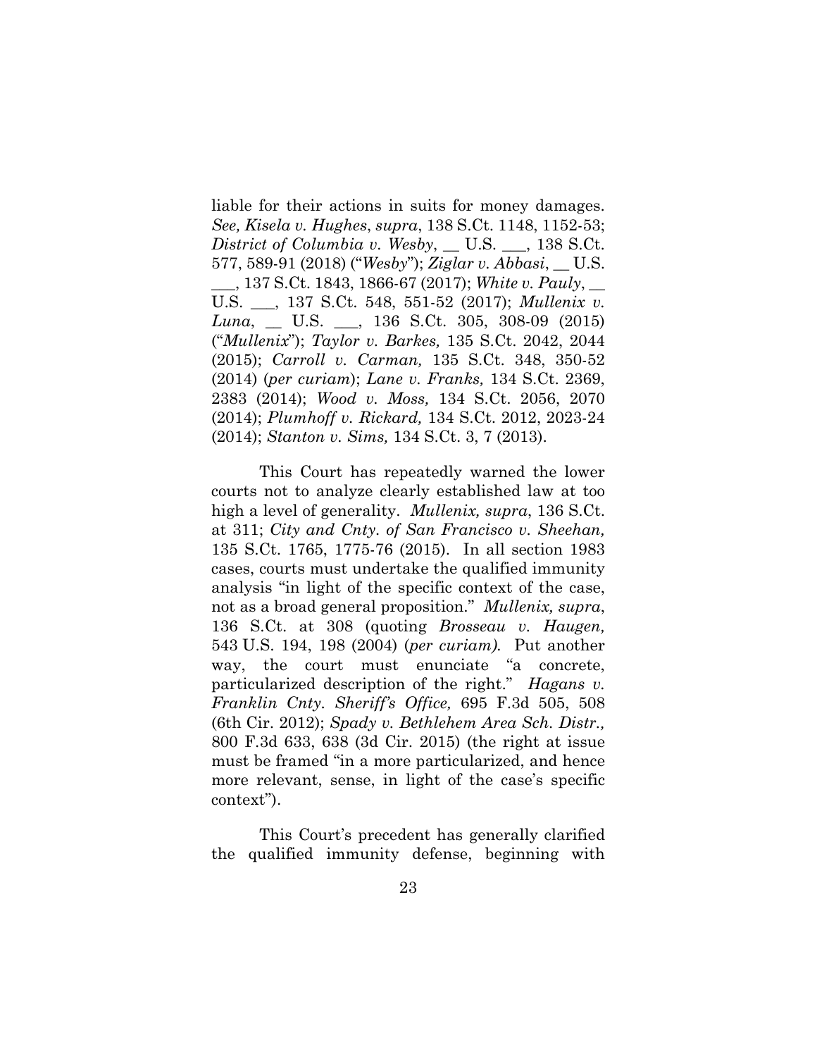liable for their actions in suits for money damages. *See, Kisela v. Hughes*, *supra*, 138 S.Ct. 1148, 1152-53; *District of Columbia v. Wesby*, __ U.S. ___, 138 S.Ct. 577, 589-91 (2018) ("*Wesby*"); *Ziglar v. Abbasi*, __ U.S. ___, 137 S.Ct. 1843, 1866-67 (2017); *White v. Pauly*, __ U.S. ___, 137 S.Ct. 548, 551-52 (2017); *Mullenix v. Luna*, __ U.S. ___, 136 S.Ct. 305, 308-09 (2015) ("*Mullenix*"); *Taylor v. Barkes,* 135 S.Ct. 2042, 2044 (2015); *Carroll v. Carman,* 135 S.Ct. 348, 350-52 (2014) (*per curiam*); *Lane v. Franks,* 134 S.Ct. 2369, 2383 (2014); *Wood v. Moss,* 134 S.Ct. 2056, 2070 (2014); *Plumhoff v. Rickard,* 134 S.Ct. 2012, 2023-24 (2014); *Stanton v. Sims,* 134 S.Ct. 3, 7 (2013).

This Court has repeatedly warned the lower courts not to analyze clearly established law at too high a level of generality. *Mullenix, supra*, 136 S.Ct. at 311; *City and Cnty. of San Francisco v. Sheehan,* 135 S.Ct. 1765, 1775-76 (2015). In all section 1983 cases, courts must undertake the qualified immunity analysis "in light of the specific context of the case, not as a broad general proposition." *Mullenix, supra*, 136 S.Ct. at 308 (quoting *Brosseau v. Haugen,* 543 U.S. 194, 198 (2004) (*per curiam).* Put another way, the court must enunciate "a concrete, particularized description of the right." *Hagans v. Franklin Cnty. Sheriff's Office,* 695 F.3d 505, 508 (6th Cir. 2012); *Spady v. Bethlehem Area Sch. Distr.,* 800 F.3d 633, 638 (3d Cir. 2015) (the right at issue must be framed "in a more particularized, and hence more relevant, sense, in light of the case's specific context").

This Court's precedent has generally clarified the qualified immunity defense, beginning with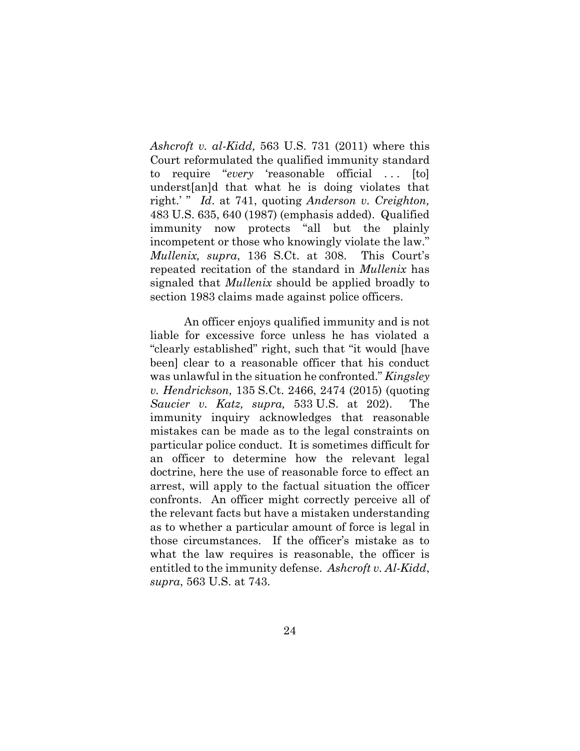*Ashcroft v. al-Kidd,* 563 U.S. 731 (2011) where this Court reformulated the qualified immunity standard to require "*every* 'reasonable official . . . [to] underst[an]d that what he is doing violates that right.' " *Id*. at 741, quoting *Anderson v. Creighton,* 483 U.S. 635, 640 (1987) (emphasis added). Qualified immunity now protects "all but the plainly incompetent or those who knowingly violate the law." *Mullenix, supra*, 136 S.Ct. at 308. This Court's repeated recitation of the standard in *Mullenix* has signaled that *Mullenix* should be applied broadly to section 1983 claims made against police officers.

An officer enjoys qualified immunity and is not liable for excessive force unless he has violated a "clearly established" right, such that "it would [have been] clear to a reasonable officer that his conduct was unlawful in the situation he confronted." *Kingsley v. Hendrickson,* 135 S.Ct. 2466, 2474 (2015) (quoting *Saucier v. Katz, supra,* 533 U.S. at 202). The immunity inquiry acknowledges that reasonable mistakes can be made as to the legal constraints on particular police conduct. It is sometimes difficult for an officer to determine how the relevant legal doctrine, here the use of reasonable force to effect an arrest, will apply to the factual situation the officer confronts. An officer might correctly perceive all of the relevant facts but have a mistaken understanding as to whether a particular amount of force is legal in those circumstances. If the officer's mistake as to what the law requires is reasonable, the officer is entitled to the immunity defense. *Ashcroft v. Al-Kidd*, *supra*, 563 U.S. at 743.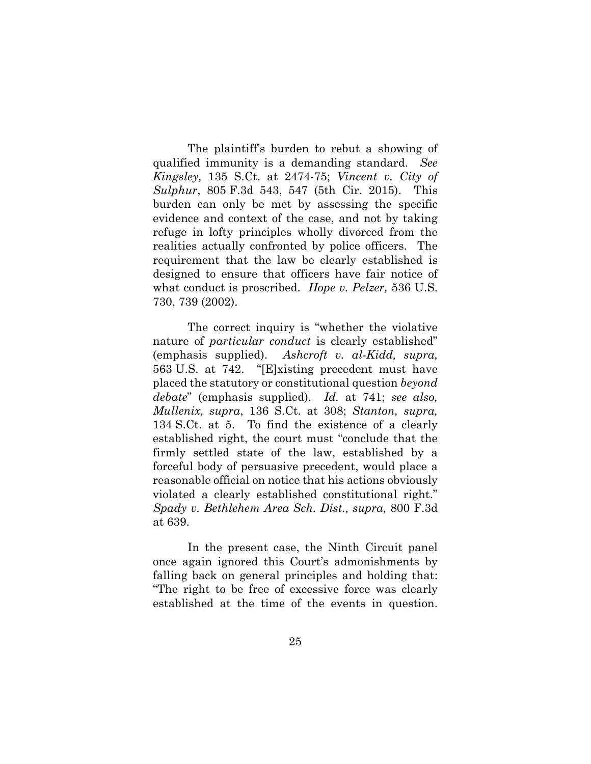The plaintiff's burden to rebut a showing of qualified immunity is a demanding standard. *See Kingsley,* 135 S.Ct. at 2474-75; *Vincent v. City of Sulphur*, 805 F.3d 543, 547 (5th Cir. 2015). This burden can only be met by assessing the specific evidence and context of the case, and not by taking refuge in lofty principles wholly divorced from the realities actually confronted by police officers. The requirement that the law be clearly established is designed to ensure that officers have fair notice of what conduct is proscribed. *Hope v. Pelzer,* 536 U.S. 730, 739 (2002).

The correct inquiry is "whether the violative nature of *particular conduct* is clearly established" (emphasis supplied). *Ashcroft v. al-Kidd, supra,* 563 U.S. at 742. "[E]xisting precedent must have placed the statutory or constitutional question *beyond debate*" (emphasis supplied). *Id.* at 741; *see also, Mullenix, supra*, 136 S.Ct. at 308; *Stanton, supra,* 134 S.Ct. at 5. To find the existence of a clearly established right, the court must "conclude that the firmly settled state of the law, established by a forceful body of persuasive precedent, would place a reasonable official on notice that his actions obviously violated a clearly established constitutional right." *Spady v. Bethlehem Area Sch. Dist., supra,* 800 F.3d at 639.

In the present case, the Ninth Circuit panel once again ignored this Court's admonishments by falling back on general principles and holding that: "The right to be free of excessive force was clearly established at the time of the events in question.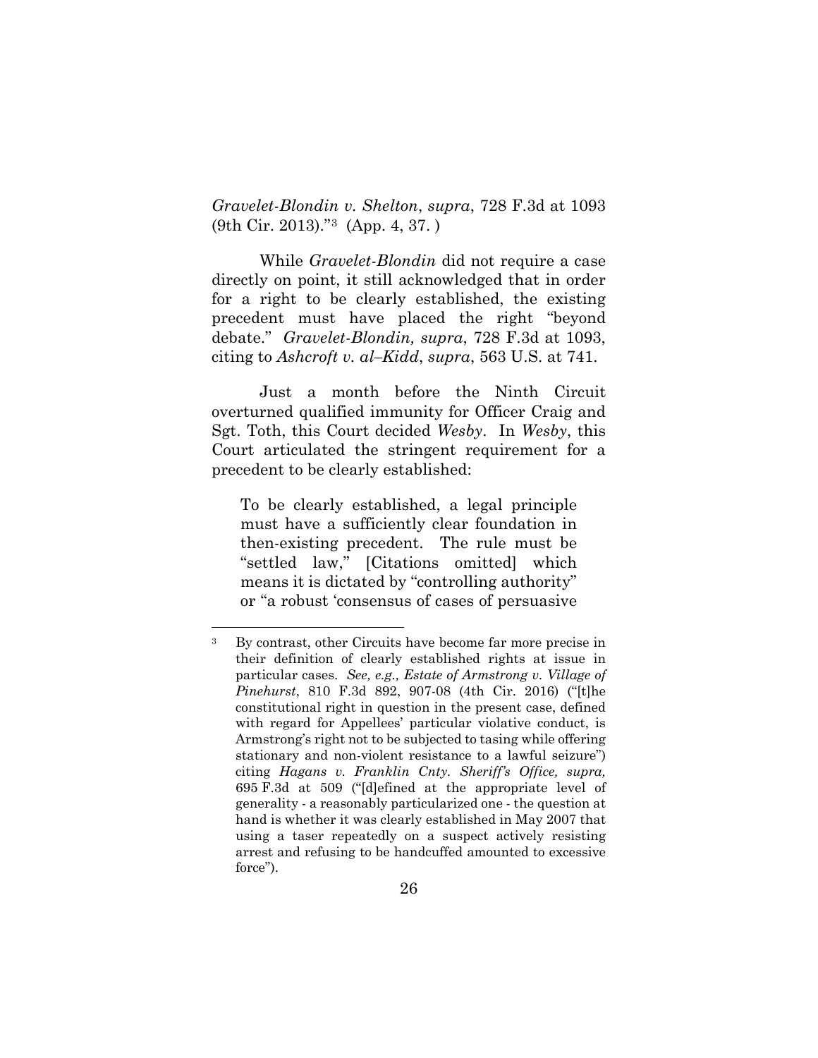*Gravelet-Blondin v. Shelton*, *supra*, 728 F.3d at 1093 (9th Cir. 2013)."[3] (App. 4, 37. )

While *Gravelet-Blondin* did not require a case directly on point, it still acknowledged that in order for a right to be clearly established, the existing precedent must have placed the right "beyond debate." *Gravelet-Blondin, supra*, 728 F.3d at 1093, citing to *Ashcroft v. al–Kidd*, *supra*, 563 U.S. at 741.

Just a month before the Ninth Circuit overturned qualified immunity for Officer Craig and Sgt. Toth, this Court decided *Wesby*. In *Wesby*, this Court articulated the stringent requirement for a precedent to be clearly established:

> To be clearly established, a legal principle must have a sufficiently clear foundation in then-existing precedent. The rule must be "settled law," [Citations omitted] which means it is dictated by "controlling authority" or "a robust 'consensus of cases of persuasive

---

[3] By contrast, other Circuits have become far more precise in their definition of clearly established rights at issue in particular cases. *See, e.g., Estate of Armstrong v. Village of Pinehurst*, 810 F.3d 892, 907-08 (4th Cir. 2016) ("[t]he constitutional right in question in the present case, defined with regard for Appellees' particular violative conduct, is Armstrong's right not to be subjected to tasing while offering stationary and non-violent resistance to a lawful seizure") citing *Hagans v. Franklin Cnty. Sheriff's Office, supra,* 695 F.3d at 509 ("[d]efined at the appropriate level of generality - a reasonably particularized one - the question at hand is whether it was clearly established in May 2007 that using a taser repeatedly on a suspect actively resisting arrest and refusing to be handcuffed amounted to excessive force").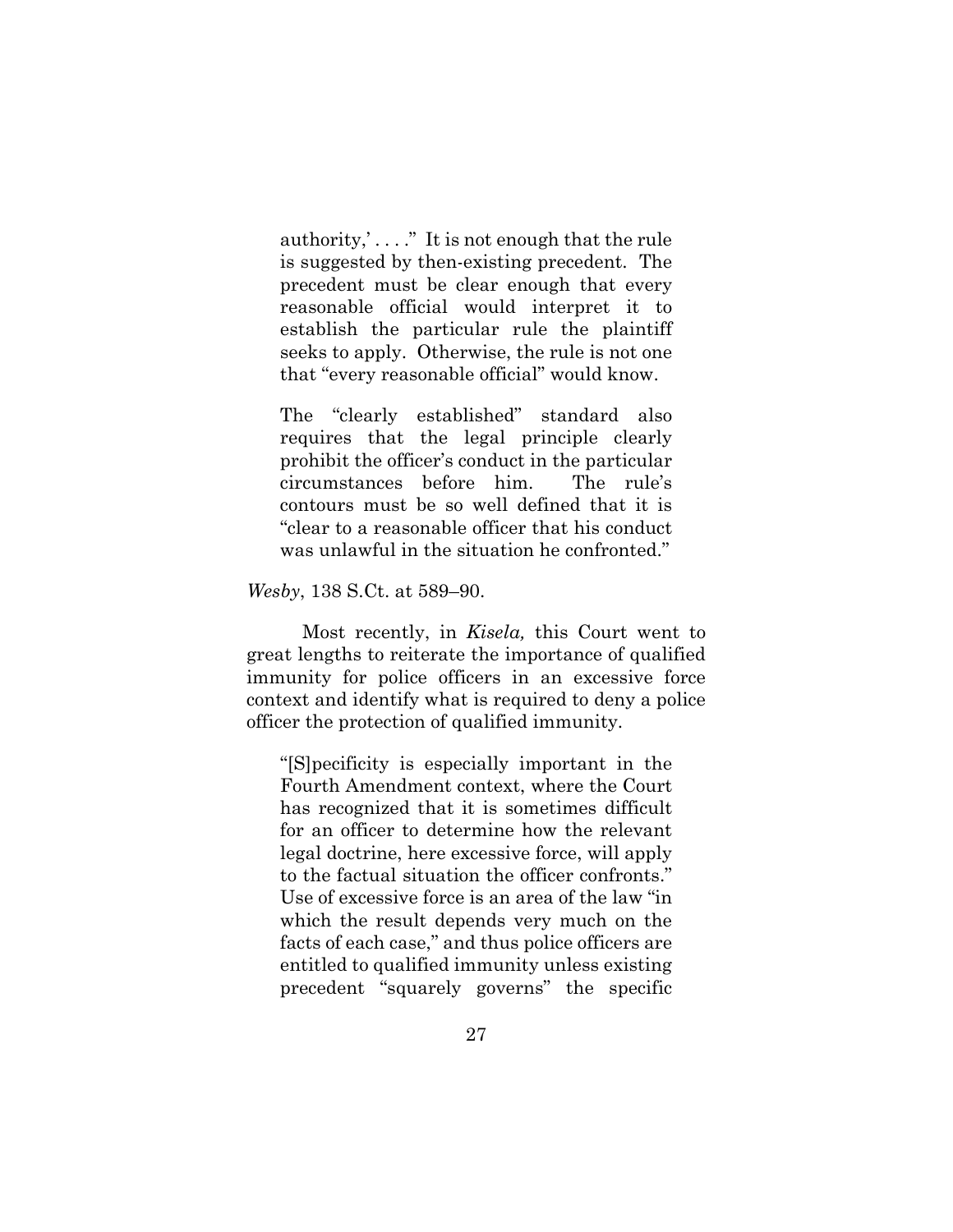> authority,' . . . ." It is not enough that the rule is suggested by then-existing precedent. The precedent must be clear enough that every reasonable official would interpret it to establish the particular rule the plaintiff seeks to apply. Otherwise, the rule is not one that "every reasonable official" would know.
>
> The "clearly established" standard also requires that the legal principle clearly prohibit the officer's conduct in the particular circumstances before him. The rule's contours must be so well defined that it is "clear to a reasonable officer that his conduct was unlawful in the situation he confronted."

*Wesby*, 138 S.Ct. at 589–90.

Most recently, in *Kisela,* this Court went to great lengths to reiterate the importance of qualified immunity for police officers in an excessive force context and identify what is required to deny a police officer the protection of qualified immunity.

> "[S]pecificity is especially important in the Fourth Amendment context, where the Court has recognized that it is sometimes difficult for an officer to determine how the relevant legal doctrine, here excessive force, will apply to the factual situation the officer confronts." Use of excessive force is an area of the law "in which the result depends very much on the facts of each case," and thus police officers are entitled to qualified immunity unless existing precedent "squarely governs" the specific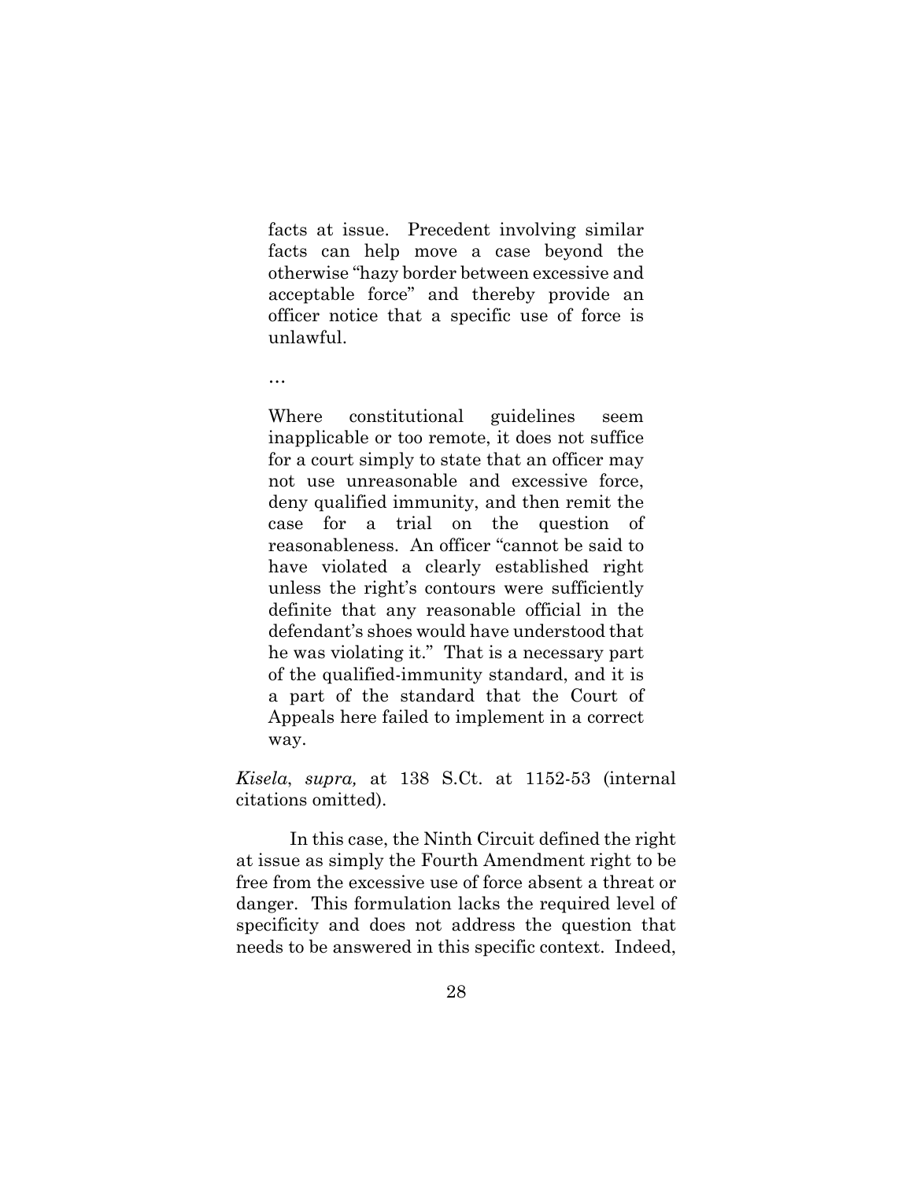> facts at issue. Precedent involving similar facts can help move a case beyond the otherwise "hazy border between excessive and acceptable force" and thereby provide an officer notice that a specific use of force is unlawful.
>
> …
>
> Where constitutional guidelines seem inapplicable or too remote, it does not suffice for a court simply to state that an officer may not use unreasonable and excessive force, deny qualified immunity, and then remit the case for a trial on the question of reasonableness. An officer "cannot be said to have violated a clearly established right unless the right's contours were sufficiently definite that any reasonable official in the defendant's shoes would have understood that he was violating it." That is a necessary part of the qualified-immunity standard, and it is a part of the standard that the Court of Appeals here failed to implement in a correct way.

*Kisela*, *supra,* at 138 S.Ct. at 1152-53 (internal citations omitted).

In this case, the Ninth Circuit defined the right at issue as simply the Fourth Amendment right to be free from the excessive use of force absent a threat or danger. This formulation lacks the required level of specificity and does not address the question that needs to be answered in this specific context. Indeed,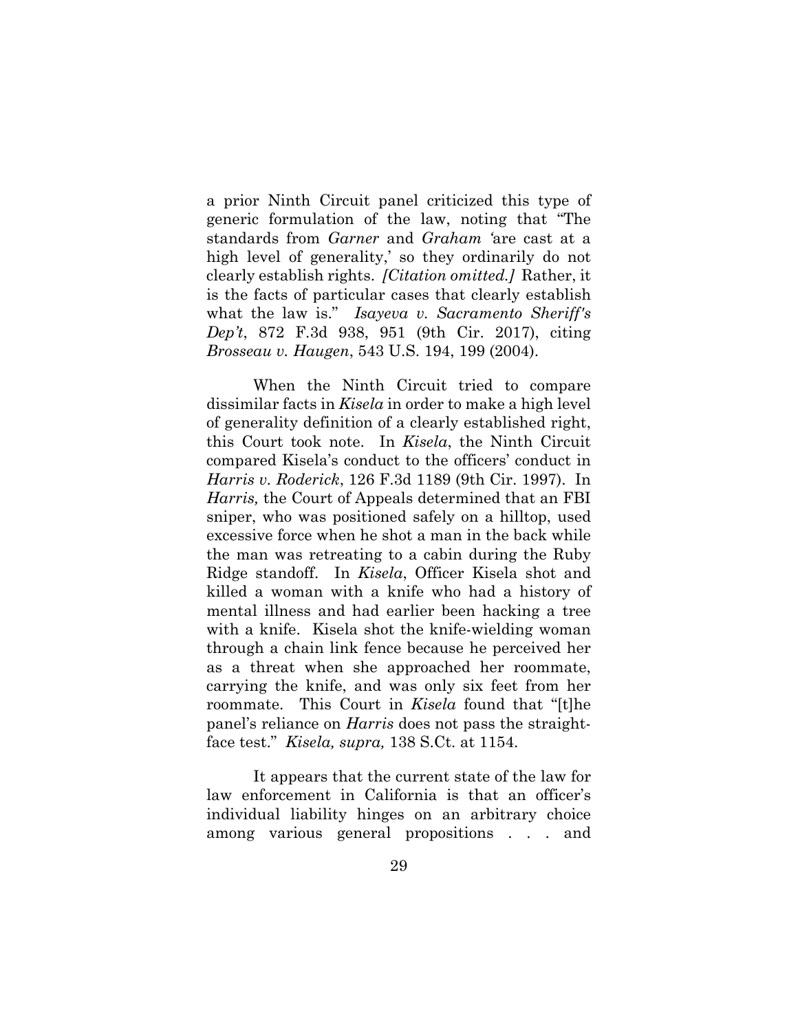a prior Ninth Circuit panel criticized this type of generic formulation of the law, noting that "The standards from *Garner* and *Graham* 'are cast at a high level of generality,' so they ordinarily do not clearly establish rights. *[Citation omitted.]* Rather, it is the facts of particular cases that clearly establish what the law is." *Isayeva v. Sacramento Sheriff's Dep't*, 872 F.3d 938, 951 (9th Cir. 2017), citing *Brosseau v. Haugen*, 543 U.S. 194, 199 (2004).

When the Ninth Circuit tried to compare dissimilar facts in *Kisela* in order to make a high level of generality definition of a clearly established right, this Court took note. In *Kisela*, the Ninth Circuit compared Kisela's conduct to the officers' conduct in *Harris v. Roderick*, 126 F.3d 1189 (9th Cir. 1997). In *Harris,* the Court of Appeals determined that an FBI sniper, who was positioned safely on a hilltop, used excessive force when he shot a man in the back while the man was retreating to a cabin during the Ruby Ridge standoff. In *Kisela*, Officer Kisela shot and killed a woman with a knife who had a history of mental illness and had earlier been hacking a tree with a knife. Kisela shot the knife-wielding woman through a chain link fence because he perceived her as a threat when she approached her roommate, carrying the knife, and was only six feet from her roommate. This Court in *Kisela* found that "[t]he panel's reliance on *Harris* does not pass the straight-face test." *Kisela, supra,* 138 S.Ct. at 1154.

It appears that the current state of the law for law enforcement in California is that an officer's individual liability hinges on an arbitrary choice among various general propositions . . . and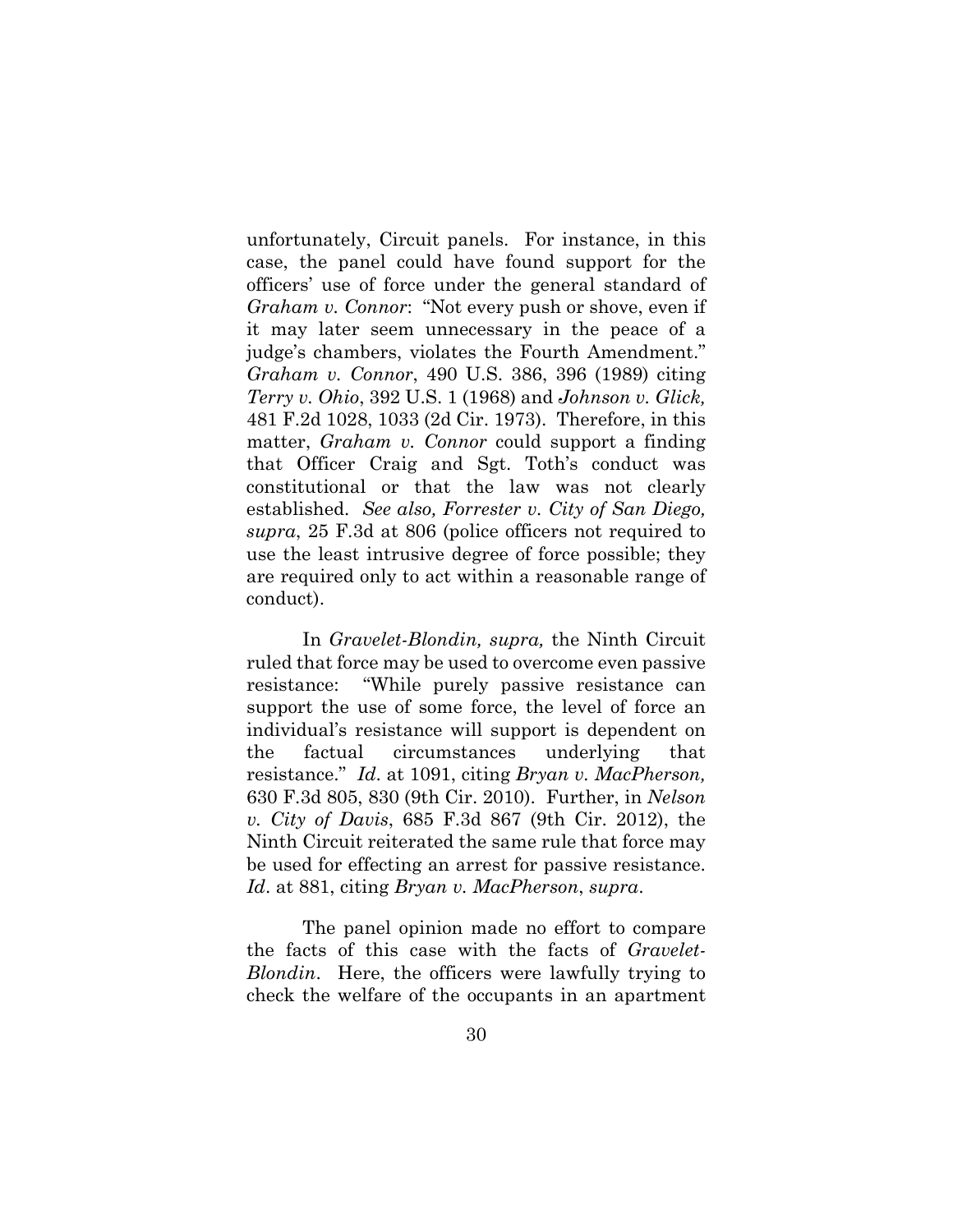unfortunately, Circuit panels. For instance, in this case, the panel could have found support for the officers' use of force under the general standard of *Graham v. Connor*: "Not every push or shove, even if it may later seem unnecessary in the peace of a judge's chambers, violates the Fourth Amendment." *Graham v. Connor*, 490 U.S. 386, 396 (1989) citing *Terry v. Ohio*, 392 U.S. 1 (1968) and *Johnson v. Glick,* 481 F.2d 1028, 1033 (2d Cir. 1973). Therefore, in this matter, *Graham v. Connor* could support a finding that Officer Craig and Sgt. Toth's conduct was constitutional or that the law was not clearly established. *See also, Forrester v. City of San Diego, supra*, 25 F.3d at 806 (police officers not required to use the least intrusive degree of force possible; they are required only to act within a reasonable range of conduct).

In *Gravelet-Blondin, supra,* the Ninth Circuit ruled that force may be used to overcome even passive resistance: "While purely passive resistance can support the use of some force, the level of force an individual's resistance will support is dependent on the factual circumstances underlying that resistance." *Id*. at 1091, citing *Bryan v. MacPherson,* 630 F.3d 805, 830 (9th Cir. 2010). Further, in *Nelson v. City of Davis*, 685 F.3d 867 (9th Cir. 2012), the Ninth Circuit reiterated the same rule that force may be used for effecting an arrest for passive resistance. *Id*. at 881, citing *Bryan v. MacPherson*, *supra*.

The panel opinion made no effort to compare the facts of this case with the facts of *Gravelet-Blondin*. Here, the officers were lawfully trying to check the welfare of the occupants in an apartment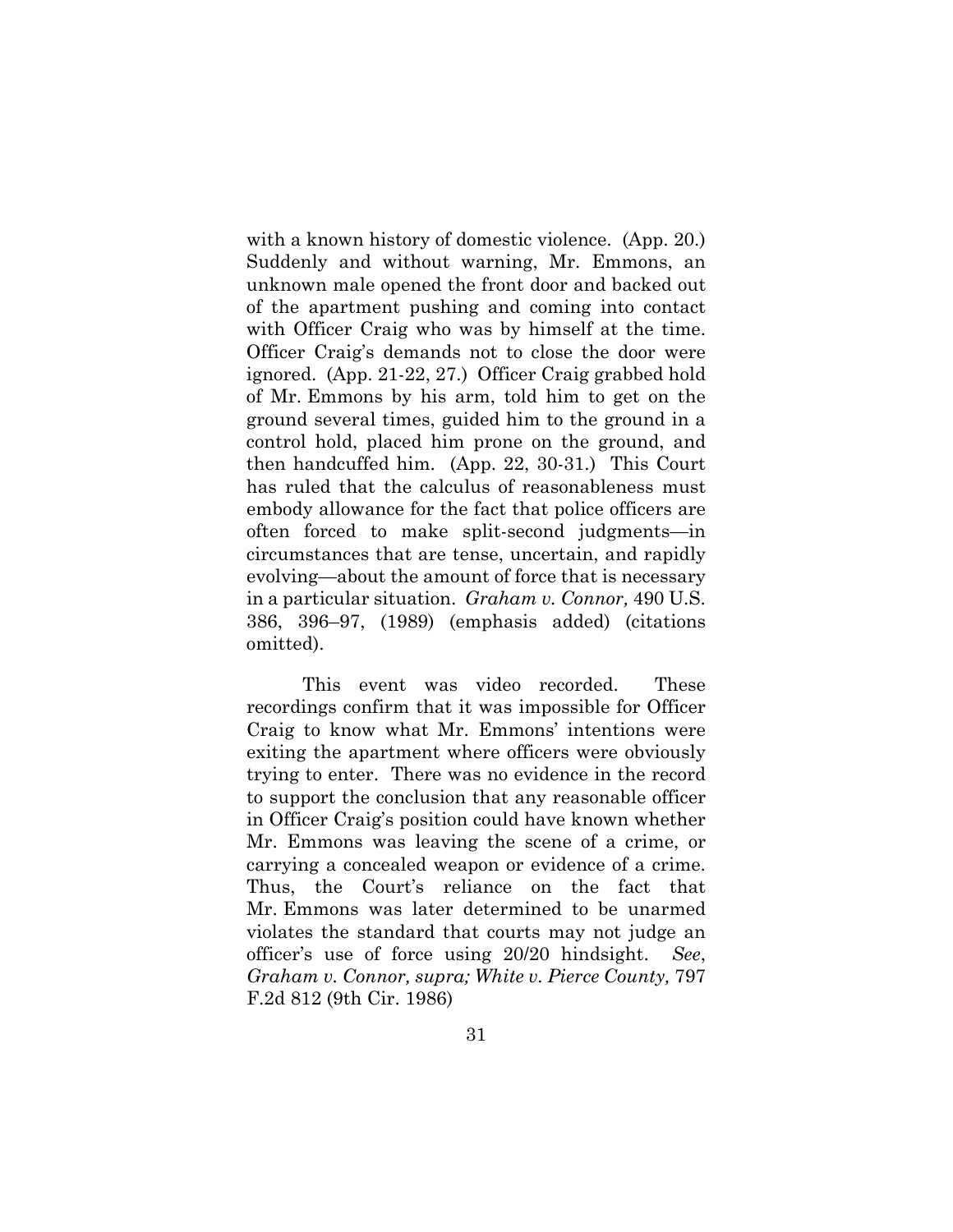with a known history of domestic violence. (App. 20.) Suddenly and without warning, Mr. Emmons, an unknown male opened the front door and backed out of the apartment pushing and coming into contact with Officer Craig who was by himself at the time. Officer Craig's demands not to close the door were ignored. (App. 21-22, 27.) Officer Craig grabbed hold of Mr. Emmons by his arm, told him to get on the ground several times, guided him to the ground in a control hold, placed him prone on the ground, and then handcuffed him. (App. 22, 30-31.) This Court has ruled that the calculus of reasonableness must embody allowance for the fact that police officers are often forced to make split-second judgments—in circumstances that are tense, uncertain, and rapidly evolving—about the amount of force that is necessary in a particular situation. *Graham v. Connor,* 490 U.S. 386, 396–97, (1989) (emphasis added) (citations omitted).

This event was video recorded. These recordings confirm that it was impossible for Officer Craig to know what Mr. Emmons' intentions were exiting the apartment where officers were obviously trying to enter. There was no evidence in the record to support the conclusion that any reasonable officer in Officer Craig's position could have known whether Mr. Emmons was leaving the scene of a crime, or carrying a concealed weapon or evidence of a crime. Thus, the Court's reliance on the fact that Mr. Emmons was later determined to be unarmed violates the standard that courts may not judge an officer's use of force using 20/20 hindsight. *See*, *Graham v. Connor, supra; White v. Pierce County,* 797 F.2d 812 (9th Cir. 1986)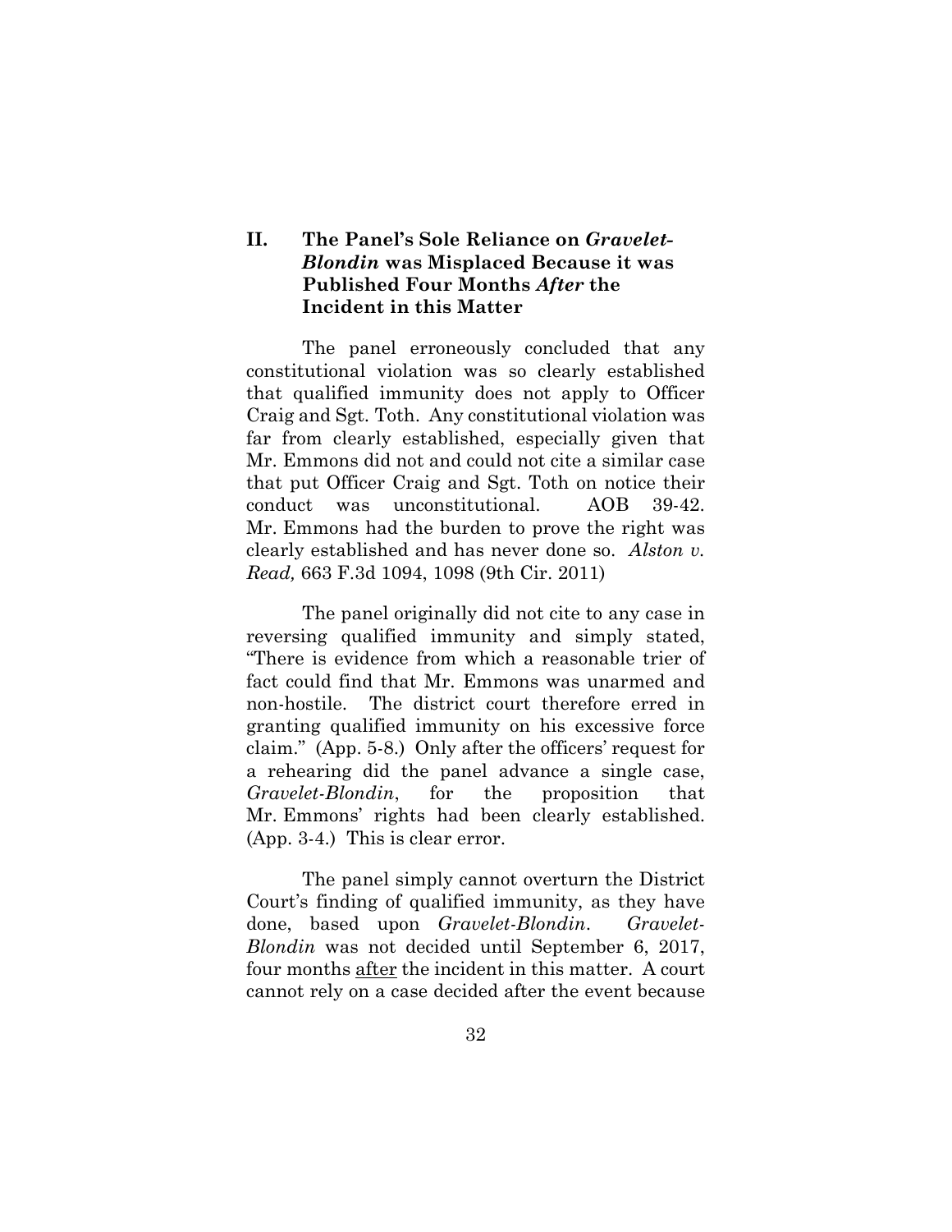## II. The Panel's Sole Reliance on *Gravelet-Blondin* was Misplaced Because it was Published Four Months *After* the Incident in this Matter

The panel erroneously concluded that any constitutional violation was so clearly established that qualified immunity does not apply to Officer Craig and Sgt. Toth. Any constitutional violation was far from clearly established, especially given that Mr. Emmons did not and could not cite a similar case that put Officer Craig and Sgt. Toth on notice their conduct was unconstitutional. AOB 39-42. Mr. Emmons had the burden to prove the right was clearly established and has never done so. *Alston v. Read,* 663 F.3d 1094, 1098 (9th Cir. 2011)

The panel originally did not cite to any case in reversing qualified immunity and simply stated, "There is evidence from which a reasonable trier of fact could find that Mr. Emmons was unarmed and non-hostile. The district court therefore erred in granting qualified immunity on his excessive force claim." (App. 5-8.) Only after the officers' request for a rehearing did the panel advance a single case, *Gravelet-Blondin*, for the proposition that Mr. Emmons' rights had been clearly established. (App. 3-4.) This is clear error.

The panel simply cannot overturn the District Court's finding of qualified immunity, as they have done, based upon *Gravelet-Blondin*. *Gravelet-Blondin* was not decided until September 6, 2017, four months after the incident in this matter. A court cannot rely on a case decided after the event because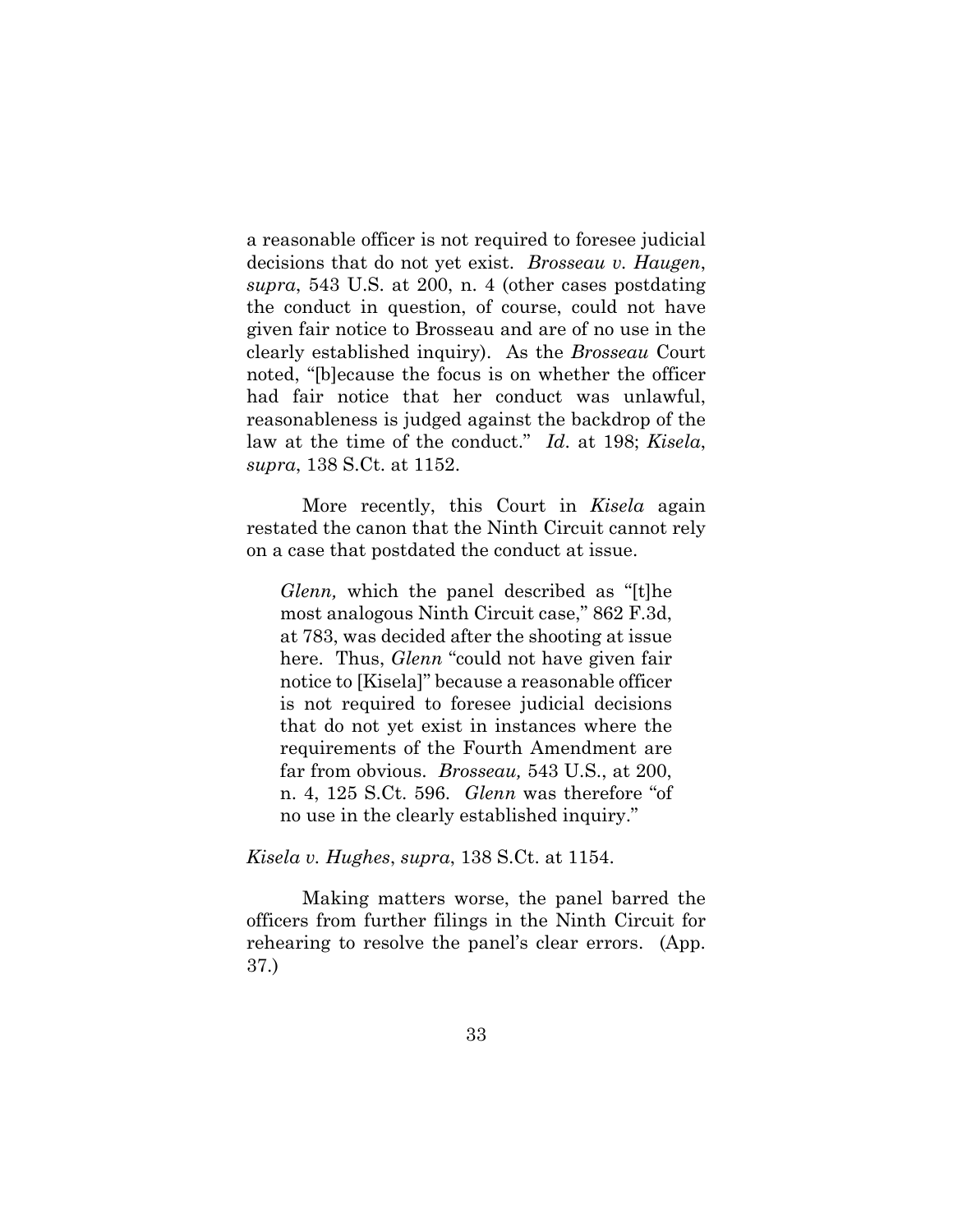a reasonable officer is not required to foresee judicial decisions that do not yet exist. *Brosseau v. Haugen*, *supra*, 543 U.S. at 200, n. 4 (other cases postdating the conduct in question, of course, could not have given fair notice to Brosseau and are of no use in the clearly established inquiry). As the *Brosseau* Court noted, "[b]ecause the focus is on whether the officer had fair notice that her conduct was unlawful, reasonableness is judged against the backdrop of the law at the time of the conduct." *Id.* at 198; *Kisela*, *supra*, 138 S.Ct. at 1152.

More recently, this Court in *Kisela* again restated the canon that the Ninth Circuit cannot rely on a case that postdated the conduct at issue.

> *Glenn,* which the panel described as "[t]he most analogous Ninth Circuit case," 862 F.3d, at 783, was decided after the shooting at issue here. Thus, *Glenn* "could not have given fair notice to [Kisela]" because a reasonable officer is not required to foresee judicial decisions that do not yet exist in instances where the requirements of the Fourth Amendment are far from obvious. *Brosseau,* 543 U.S., at 200, n. 4, 125 S.Ct. 596. *Glenn* was therefore "of no use in the clearly established inquiry."

*Kisela v. Hughes*, *supra*, 138 S.Ct. at 1154.

Making matters worse, the panel barred the officers from further filings in the Ninth Circuit for rehearing to resolve the panel's clear errors. (App. 37.)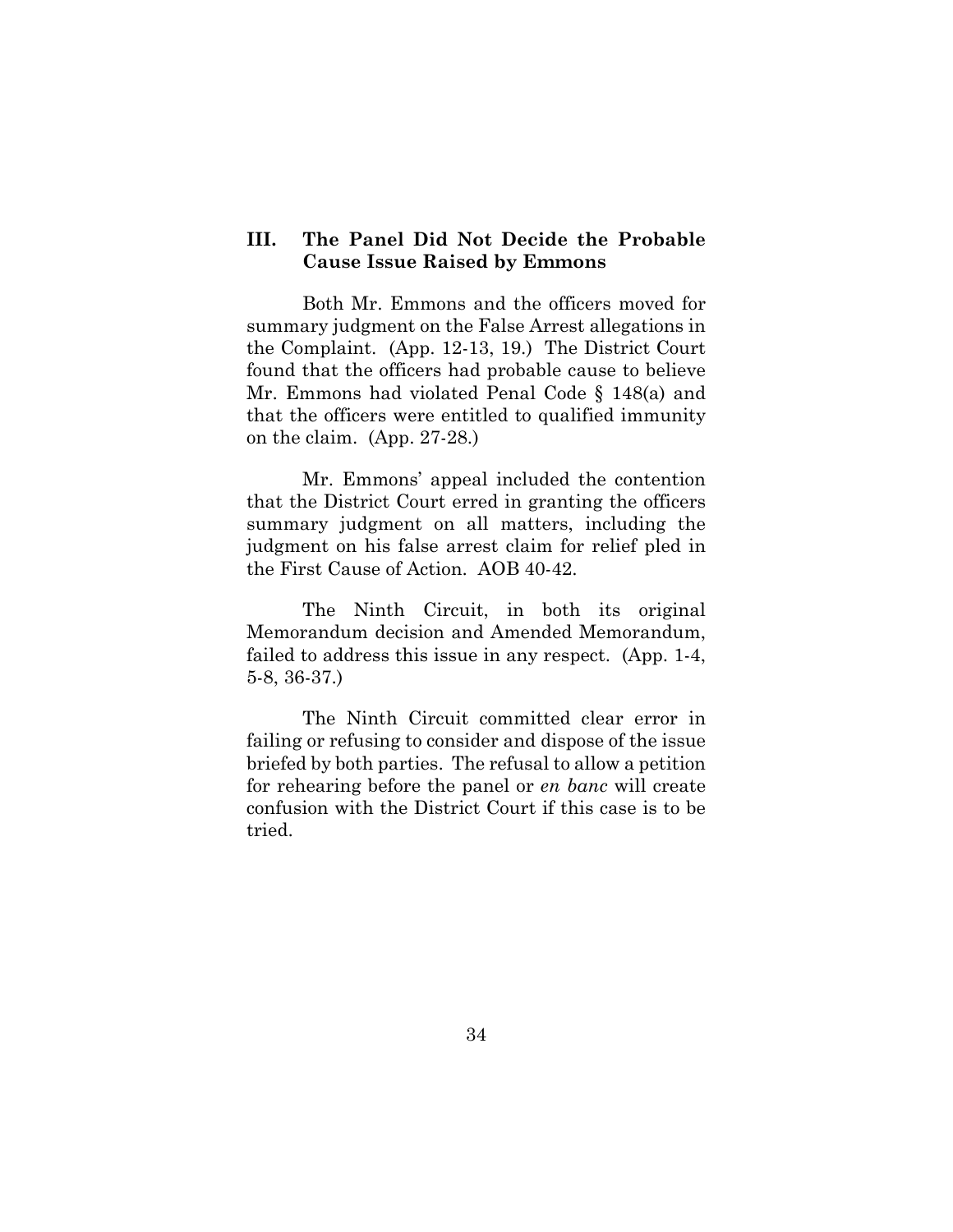## III. The Panel Did Not Decide the Probable Cause Issue Raised by Emmons

Both Mr. Emmons and the officers moved for summary judgment on the False Arrest allegations in the Complaint. (App. 12-13, 19.) The District Court found that the officers had probable cause to believe Mr. Emmons had violated Penal Code § 148(a) and that the officers were entitled to qualified immunity on the claim. (App. 27-28.)

Mr. Emmons' appeal included the contention that the District Court erred in granting the officers summary judgment on all matters, including the judgment on his false arrest claim for relief pled in the First Cause of Action. AOB 40-42.

The Ninth Circuit, in both its original Memorandum decision and Amended Memorandum, failed to address this issue in any respect. (App. 1-4, 5-8, 36-37.)

The Ninth Circuit committed clear error in failing or refusing to consider and dispose of the issue briefed by both parties. The refusal to allow a petition for rehearing before the panel or *en banc* will create confusion with the District Court if this case is to be tried.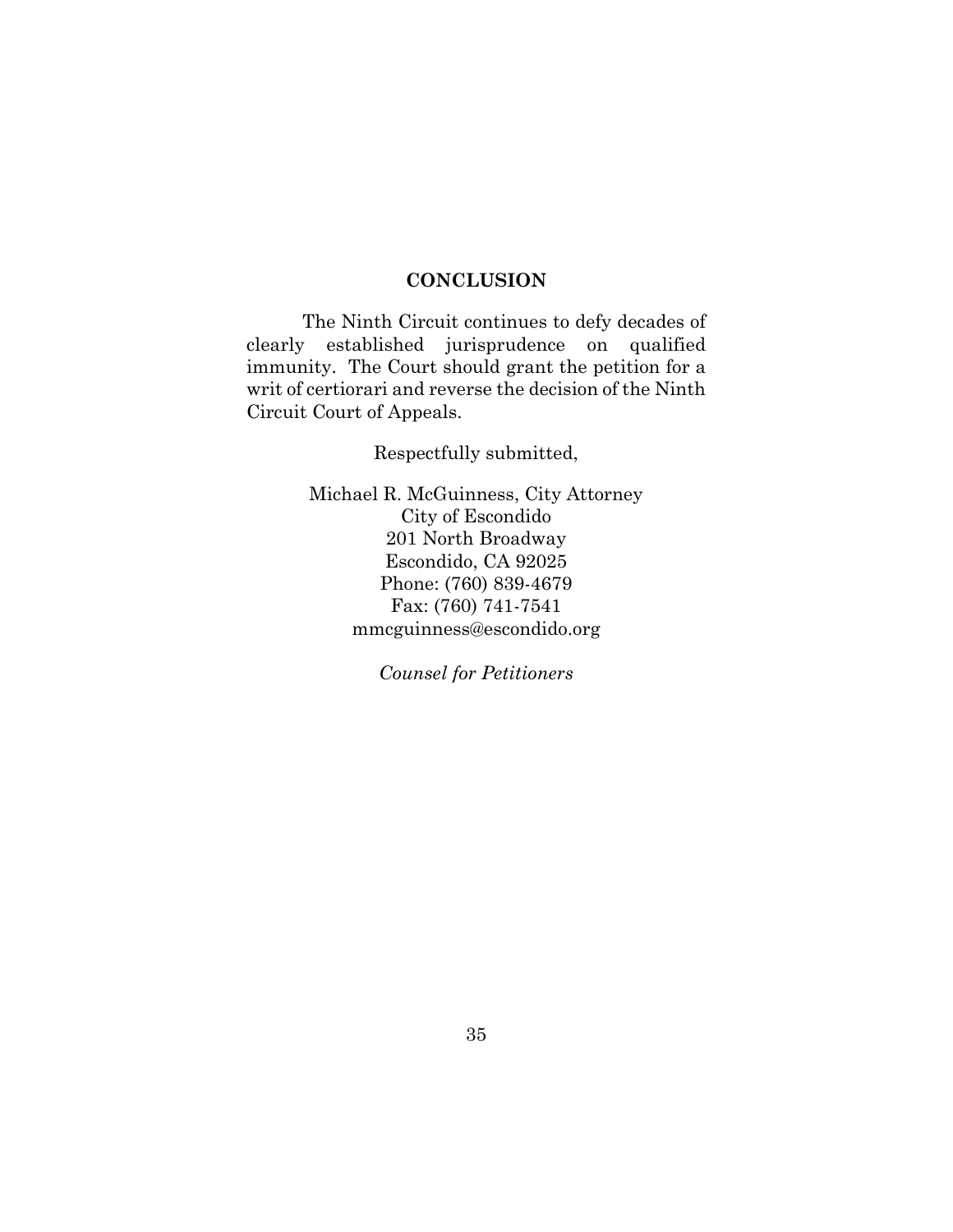## CONCLUSION

The Ninth Circuit continues to defy decades of clearly established jurisprudence on qualified immunity. The Court should grant the petition for a writ of certiorari and reverse the decision of the Ninth Circuit Court of Appeals.

Respectfully submitted,

Michael R. McGuinness, City Attorney
City of Escondido
201 North Broadway
Escondido, CA 92025
Phone: (760) 839-4679
Fax: (760) 741-7541
mmcguinness@escondido.org

*Counsel for Petitioners*